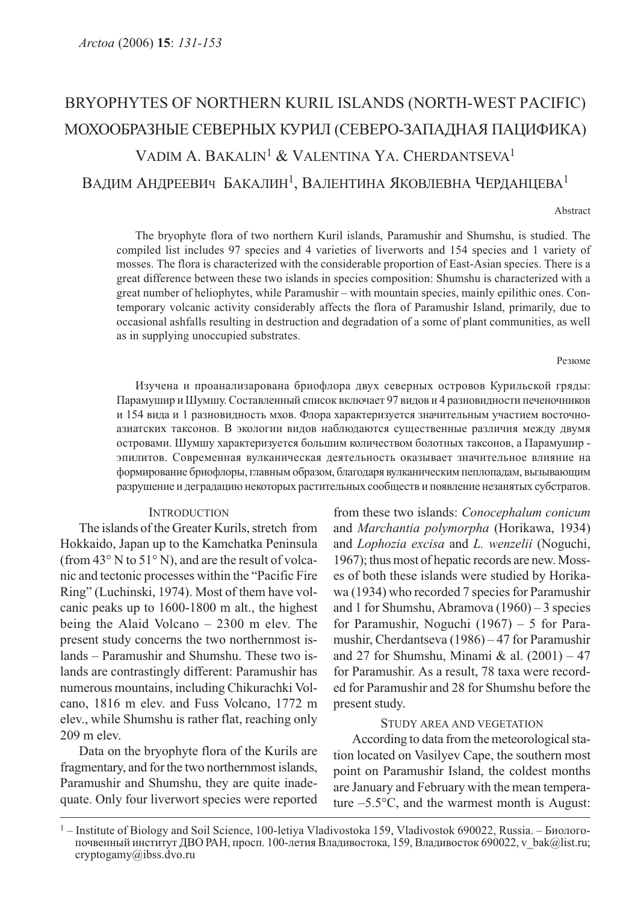# BRYOPHYTES OF NORTHERN KURIL ISLANDS (NORTH-WEST PACIFIC)

# МОХООБРАЗНЫЕ СЕВЕРНЫХ КУРИЛ (СЕВЕРО-ЗАПАДНАЯ ПАЦИФИКА)

VADIM A. BAKALIN[1] & VALENTINA YA. CHERDANTSEVA[1]

ВАДИМ АНДРЕЕВИЧ БАКАЛИН[1], ВАЛЕНТИНА ЯКОВЛЕВНА ЧЕРДАНЦЕВА[1]

Abstract

The bryophyte flora of two northern Kuril islands, Paramushir and Shumshu, is studied. The compiled list includes 97 species and 4 varieties of liverworts and 154 species and 1 variety of mosses. The flora is characterized with the considerable proportion of East-Asian species. There is a great difference between these two islands in species composition: Shumshu is characterized with a great number of heliophytes, while Paramushir – with mountain species, mainly epilithic ones. Contemporary volcanic activity considerably affects the flora of Paramushir Island, primarily, due to occasional ashfalls resulting in destruction and degradation of a some of plant communities, as well as in supplying unoccupied substrates.

Резюме

Изучена и проанализирована бриофлора двух северных островов Курильской гряды: Парамушир и Шумшу. Составленный список включает 97 видов и 4 разновидности печеночников и 154 вида и 1 разновидность мхов. Флора характеризуется значительным участием восточноазиатских таксонов. В экологии видов наблюдаются существенные различия между двумя островами. Шумшу характеризуется большим количеством болотных таксонов, а Парамушир - эпилитов. Современная вулканическая деятельность оказывает значительное влияние на формирование бриофлоры, главным образом, благодаря вулканическим пеплопадам, вызывающим разрушение и деградацию некоторых растительных сообществ и появление незанятых субстратов.

## INTRODUCTION

The islands of the Greater Kurils, stretch from Hokkaido, Japan up to the Kamchatka Peninsula (from 43° N to 51° N), and are the result of volcanic and tectonic processes within the "Pacific Fire Ring" (Luchinski, 1974). Most of them have volcanic peaks up to 1600-1800 m alt., the highest being the Alaid Volcano – 2300 m elev. The present study concerns the two northernmost islands – Paramushir and Shumshu. These two islands are contrastingly different: Paramushir has numerous mountains, including Chikurachki Volcano, 1816 m elev. and Fuss Volcano, 1772 m elev., while Shumshu is rather flat, reaching only 209 m elev.

Data on the bryophyte flora of the Kurils are fragmentary, and for the two northernmost islands, Paramushir and Shumshu, they are quite inadequate. Only four liverwort species were reported from these two islands: *Conocephalum conicum* and *Marchantia polymorpha* (Horikawa, 1934) and *Lophozia excisa* and *L. wenzelii* (Noguchi, 1967); thus most of hepatic records are new. Mosses of both these islands were studied by Horikawa (1934) who recorded 7 species for Paramushir and 1 for Shumshu, Abramova (1960) – 3 species for Paramushir, Noguchi (1967) – 5 for Paramushir, Cherdantseva (1986) – 47 for Paramushir and 27 for Shumshu, Minami & al. (2001) – 47 for Paramushir. As a result, 78 taxa were recorded for Paramushir and 28 for Shumshu before the present study.

## STUDY AREA AND VEGETATION

According to data from the meteorological station located on Vasilyev Cape, the southern most point on Paramushir Island, the coldest months are January and February with the mean temperature –5.5°C, and the warmest month is August:

[1] – Institute of Biology and Soil Science, 100-letiya Vladivostoka 159, Vladivostok 690022, Russia. – Биолого-почвенный институт ДВО РАН, просп. 100-летия Владивостока, 159, Владивосток 690022, v_bak@list.ru; cryptogamy@ibss.dvo.ru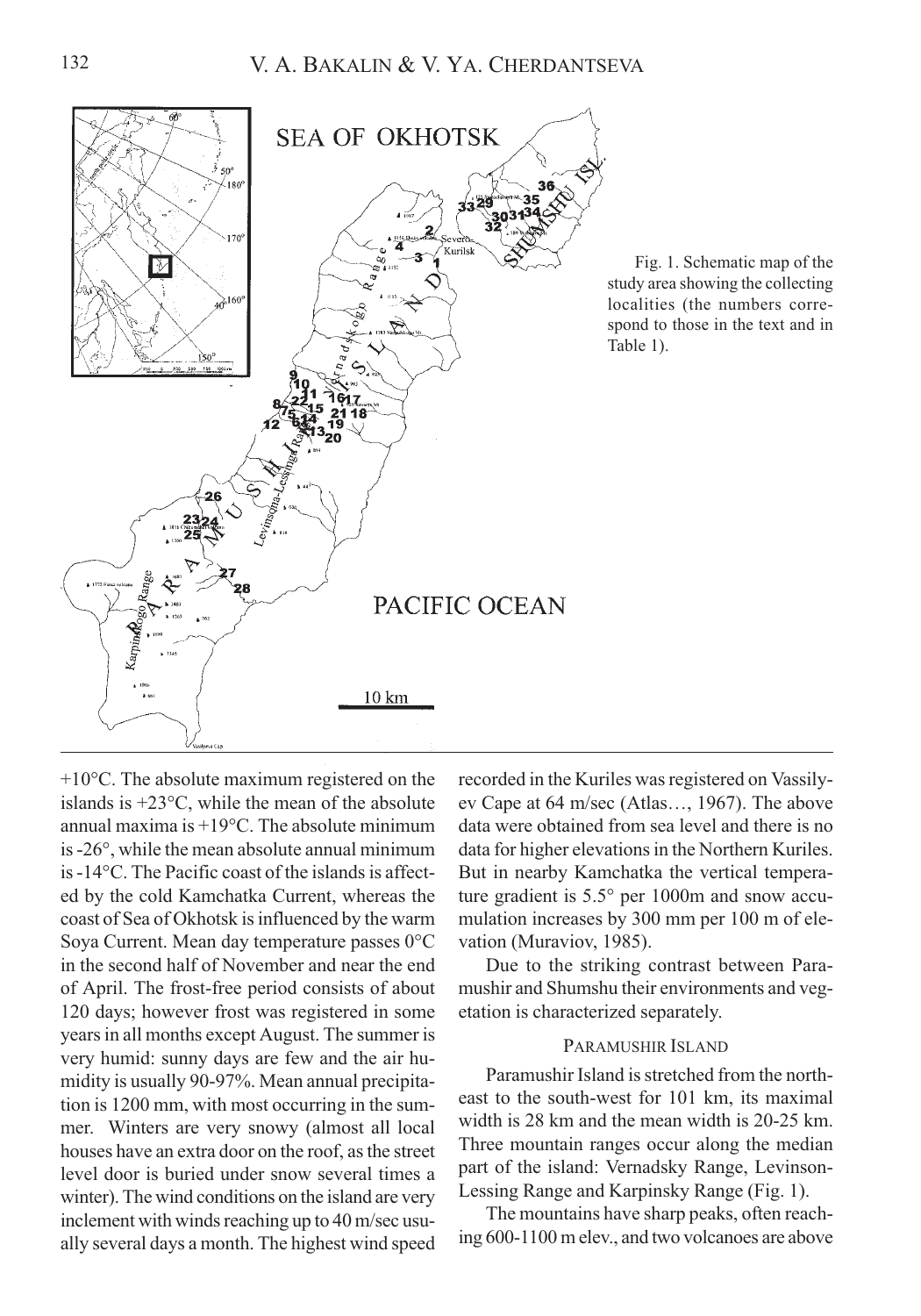Fig. 1. Schematic map of the study area showing the collecting localities (the numbers correspond to those in the text and in Table 1).

+10°C. The absolute maximum registered on the islands is +23°C, while the mean of the absolute annual maxima is +19°C. The absolute minimum is -26°, while the mean absolute annual minimum is -14°C. The Pacific coast of the islands is affected by the cold Kamchatka Current, whereas the coast of Sea of Okhotsk is influenced by the warm Soya Current. Mean day temperature passes 0°C in the second half of November and near the end of April. The frost-free period consists of about 120 days; however frost was registered in some years in all months except August. The summer is very humid: sunny days are few and the air humidity is usually 90-97%. Mean annual precipitation is 1200 mm, with most occurring in the summer. Winters are very snowy (almost all local houses have an extra door on the roof, as the street level door is buried under snow several times a winter). The wind conditions on the island are very inclement with winds reaching up to 40 m/sec usually several days a month. The highest wind speed recorded in the Kuriles was registered on Vassilyev Cape at 64 m/sec (Atlas…, 1967). The above data were obtained from sea level and there is no data for higher elevations in the Northern Kuriles. But in nearby Kamchatka the vertical temperature gradient is 5.5° per 1000m and snow accumulation increases by 300 mm per 100 m of elevation (Muraviov, 1985).

Due to the striking contrast between Paramushir and Shumshu their environments and vegetation is characterized separately.

## Paramushir Island

Paramushir Island is stretched from the northeast to the south-west for 101 km, its maximal width is 28 km and the mean width is 20-25 km. Three mountain ranges occur along the median part of the island: Vernadsky Range, Levinson-Lessing Range and Karpinsky Range (Fig. 1).

The mountains have sharp peaks, often reaching 600-1100 m elev., and two volcanoes are above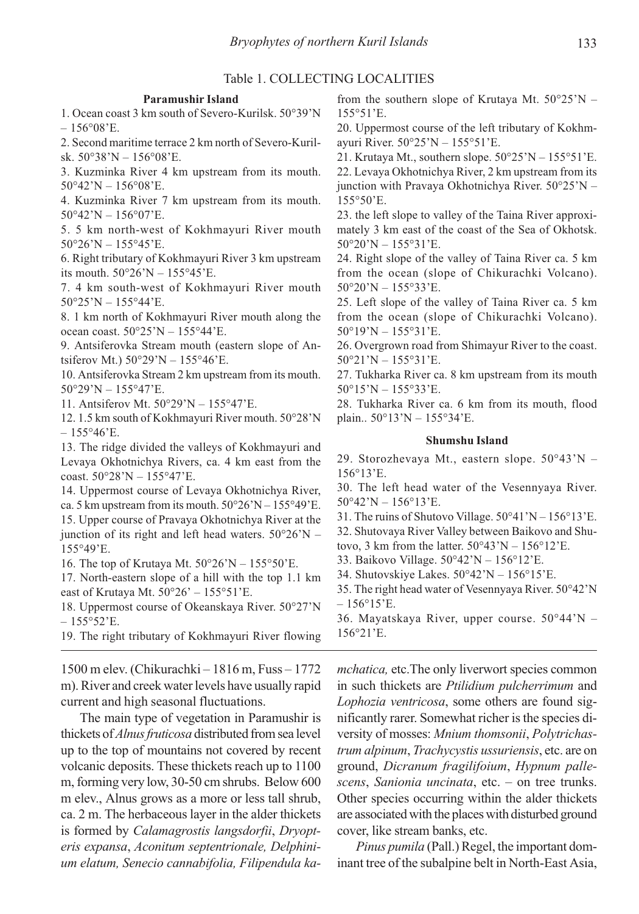Table 1. COLLECTING LOCALITIES

**Paramushir Island**

1. Ocean coast 3 km south of Severo-Kurilsk. 50°39'N – 156°08'E.
2. Second maritime terrace 2 km north of Severo-Kurilsk. 50°38'N – 156°08'E.
3. Kuzminka River 4 km upstream from its mouth. 50°42'N – 156°08'E.
4. Kuzminka River 7 km upstream from its mouth. 50°42'N – 156°07'E.
5. 5 km north-west of Kokhmayuri River mouth 50°26'N – 155°45'E.
6. Right tributary of Kokhmayuri River 3 km upstream its mouth. 50°26'N – 155°45'E.
7. 4 km south-west of Kokhmayuri River mouth 50°25'N – 155°44'E.
8. 1 km north of Kokhmayuri River mouth along the ocean coast. 50°25'N – 155°44'E.
9. Antsiferovka Stream mouth (eastern slope of Antsiferov Mt.) 50°29'N – 155°46'E.
10. Antsiferovka Stream 2 km upstream from its mouth. 50°29'N – 155°47'E.
11. Antsiferov Mt. 50°29'N – 155°47'E.
12. 1.5 km south of Kokhmayuri River mouth. 50°28'N – 155°46'E.
13. The ridge divided the valleys of Kokhmayuri and Levaya Okhotnichya Rivers, ca. 4 km east from the coast. 50°28'N – 155°47'E.
14. Uppermost course of Levaya Okhotnichya River, ca. 5 km upstream from its mouth. 50°26'N – 155°49'E.
15. Upper course of Pravaya Okhotnichya River at the junction of its right and left head waters. 50°26'N – 155°49'E.
16. The top of Krutaya Mt. 50°26'N – 155°50'E.
17. North-eastern slope of a hill with the top 1.1 km east of Krutaya Mt. 50°26' – 155°51'E.
18. Uppermost course of Okeanskaya River. 50°27'N – 155°52'E.
19. The right tributary of Kokhmayuri River flowing from the southern slope of Krutaya Mt. 50°25'N – 155°51'E.
20. Uppermost course of the left tributary of Kokhmayuri River. 50°25'N – 155°51'E.
21. Krutaya Mt., southern slope. 50°25'N – 155°51'E.
22. Levaya Okhotnichya River, 2 km upstream from its junction with Pravaya Okhotnichya River. 50°25'N – 155°50'E.
23. the left slope to valley of the Taina River approximately 3 km east of the coast of the Sea of Okhotsk. 50°20'N – 155°31'E.
24. Right slope of the valley of Taina River ca. 5 km from the ocean (slope of Chikurachki Volcano). 50°20'N – 155°33'E.
25. Left slope of the valley of Taina River ca. 5 km from the ocean (slope of Chikurachki Volcano). 50°19'N – 155°31'E.
26. Overgrown road from Shimayur River to the coast. 50°21'N – 155°31'E.
27. Tukharka River ca. 8 km upstream from its mouth 50°15'N – 155°33'E.
28. Tukharka River ca. 6 km from its mouth, flood plain.. 50°13'N – 155°34'E.

**Shumshu Island**

29. Storozhevaya Mt., eastern slope. 50°43'N – 156°13'E.
30. The left head water of the Vesennyaya River. 50°42'N – 156°13'E.
31. The ruins of Shutovo Village. 50°41'N – 156°13'E.
32. Shutovaya River Valley between Baikovo and Shutovo, 3 km from the latter. 50°43'N – 156°12'E.
33. Baikovo Village. 50°42'N – 156°12'E.
34. Shutovskiye Lakes. 50°42'N – 156°15'E.
35. The right head water of Vesennyaya River. 50°42'N – 156°15'E.
36. Mayatskaya River, upper course. 50°44'N – 156°21'E.

1500 m elev. (Chikurachki – 1816 m, Fuss – 1772 m). River and creek water levels have usually rapid current and high seasonal fluctuations.

The main type of vegetation in Paramushir is thickets of *Alnus fruticosa* distributed from sea level up to the top of mountains not covered by recent volcanic deposits. These thickets reach up to 1100 m, forming very low, 30-50 cm shrubs. Below 600 m elev., Alnus grows as a more or less tall shrub, ca. 2 m. The herbaceous layer in the alder thickets is formed by *Calamagrostis langsdorfii*, *Dryopteris expansa*, *Aconitum septentrionale, Delphinium elatum, Senecio cannabifolia, Filipendula kamchatica,* etc.The only liverwort species common in such thickets are *Ptilidium pulcherrimum* and *Lophozia ventricosa*, some others are found significantly rarer. Somewhat richer is the species diversity of mosses: *Mnium thomsonii*, *Polytrichastrum alpinum*, *Trachycystis ussuriensis*, etc. are on ground, *Dicranum fragilifoium*, *Hypnum pallescens*, *Sanionia uncinata*, etc. – on tree trunks. Other species occurring within the alder thickets are associated with the places with disturbed ground cover, like stream banks, etc.

*Pinus pumila* (Pall.) Regel, the important dominant tree of the subalpine belt in North-East Asia,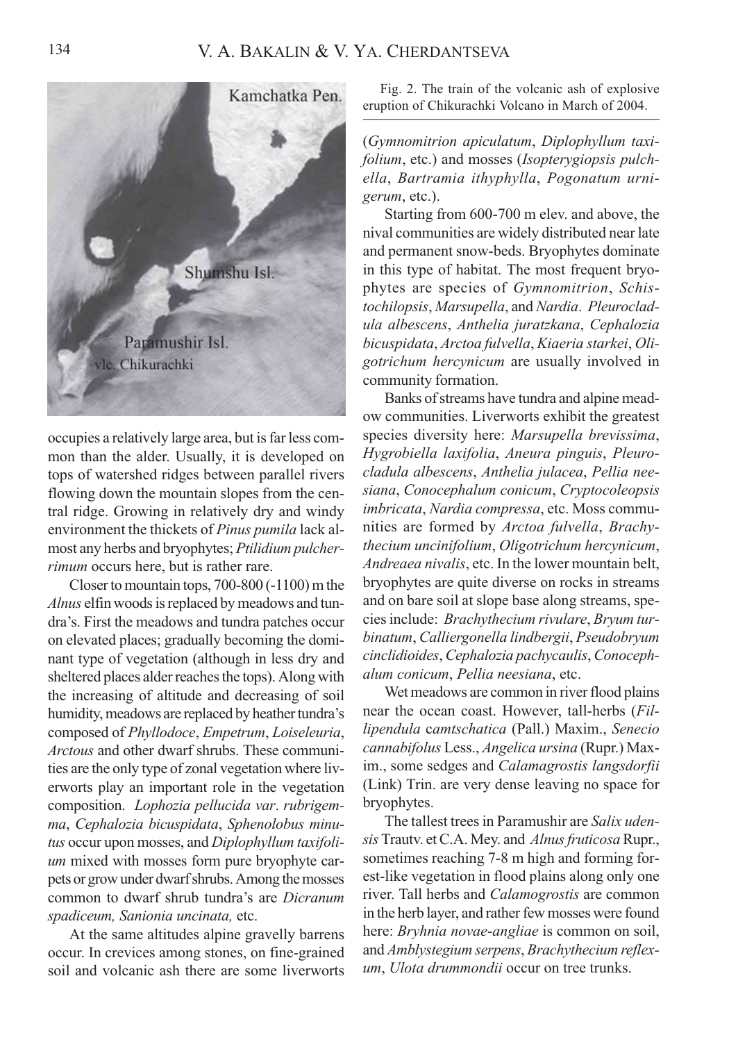occupies a relatively large area, but is far less common than the alder. Usually, it is developed on tops of watershed ridges between parallel rivers flowing down the mountain slopes from the central ridge. Growing in relatively dry and windy environment the thickets of *Pinus pumila* lack almost any herbs and bryophytes; *Ptilidium pulcherrimum* occurs here, but is rather rare.

Closer to mountain tops, 700-800 (-1100) m the *Alnus* elfin woods is replaced by meadows and tundra's. First the meadows and tundra patches occur on elevated places; gradually becoming the dominant type of vegetation (although in less dry and sheltered places alder reaches the tops). Along with the increasing of altitude and decreasing of soil humidity, meadows are replaced by heather tundra's composed of *Phyllodoce*, *Empetrum*, *Loiseleuria*, *Arctous* and other dwarf shrubs. These communities are the only type of zonal vegetation where liverworts play an important role in the vegetation composition. *Lophozia pellucida var. rubrigemma*, *Cephalozia bicuspidata*, *Sphenolobus minutus* occur upon mosses, and *Diplophyllum taxifolium* mixed with mosses form pure bryophyte carpets or grow under dwarf shrubs. Among the mosses common to dwarf shrub tundra's are *Dicranum spadiceum, Sanionia uncinata,* etc.

At the same altitudes alpine gravelly barrens occur. In crevices among stones, on fine-grained soil and volcanic ash there are some liverworts

Fig. 2. The train of the volcanic ash of explosive eruption of Chikurachki Volcano in March of 2004.

(*Gymnomitrion apiculatum*, *Diplophyllum taxifolium*, etc.) and mosses (*Isopterygiopsis pulchella*, *Bartramia ithyphylla*, *Pogonatum urnigerum*, etc.).

Starting from 600-700 m elev. and above, the nival communities are widely distributed near late and permanent snow-beds. Bryophytes dominate in this type of habitat. The most frequent bryophytes are species of *Gymnomitrion*, *Schistochilopsis*, *Marsupella*, and *Nardia*. *Pleurocladula albescens*, *Anthelia juratzkana*, *Cephalozia bicuspidata*, *Arctoa fulvella*, *Kiaeria starkei*, *Oligotrichum hercynicum* are usually involved in community formation.

Banks of streams have tundra and alpine meadow communities. Liverworts exhibit the greatest species diversity here: *Marsupella brevissima*, *Hygrobiella laxifolia*, *Aneura pinguis*, *Pleurocladula albescens*, *Anthelia julacea*, *Pellia neesiana*, *Conocephalum conicum*, *Cryptocoleopsis imbricata*, *Nardia compressa*, etc. Moss communities are formed by *Arctoa fulvella*, *Brachythecium uncinifolium*, *Oligotrichum hercynicum*, *Andreaea nivalis*, etc. In the lower mountain belt, bryophytes are quite diverse on rocks in streams and on bare soil at slope base along streams, species include: *Brachythecium rivulare*, *Bryum turbinatum*, *Calliergonella lindbergii*, *Pseudobryum cinclidioides*, *Cephalozia pachycaulis*, *Conocephalum conicum*, *Pellia neesiana*, etc.

Wet meadows are common in river flood plains near the ocean coast. However, tall-herbs (*Fillipendula camtschatica* (Pall.) Maxim., *Senecio cannabifolus* Less., *Angelica ursina* (Rupr.) Maxim., some sedges and *Calamagrostis langsdorfii* (Link) Trin. are very dense leaving no space for bryophytes.

The tallest trees in Paramushir are *Salix udensis* Trautv. et C.A. Mey. and *Alnus fruticosa* Rupr., sometimes reaching 7-8 m high and forming forest-like vegetation in flood plains along only one river. Tall herbs and *Calamogrostis* are common in the herb layer, and rather few mosses were found here: *Bryhnia novae-angliae* is common on soil, and *Amblystegium serpens*, *Brachythecium reflexum*, *Ulota drummondii* occur on tree trunks.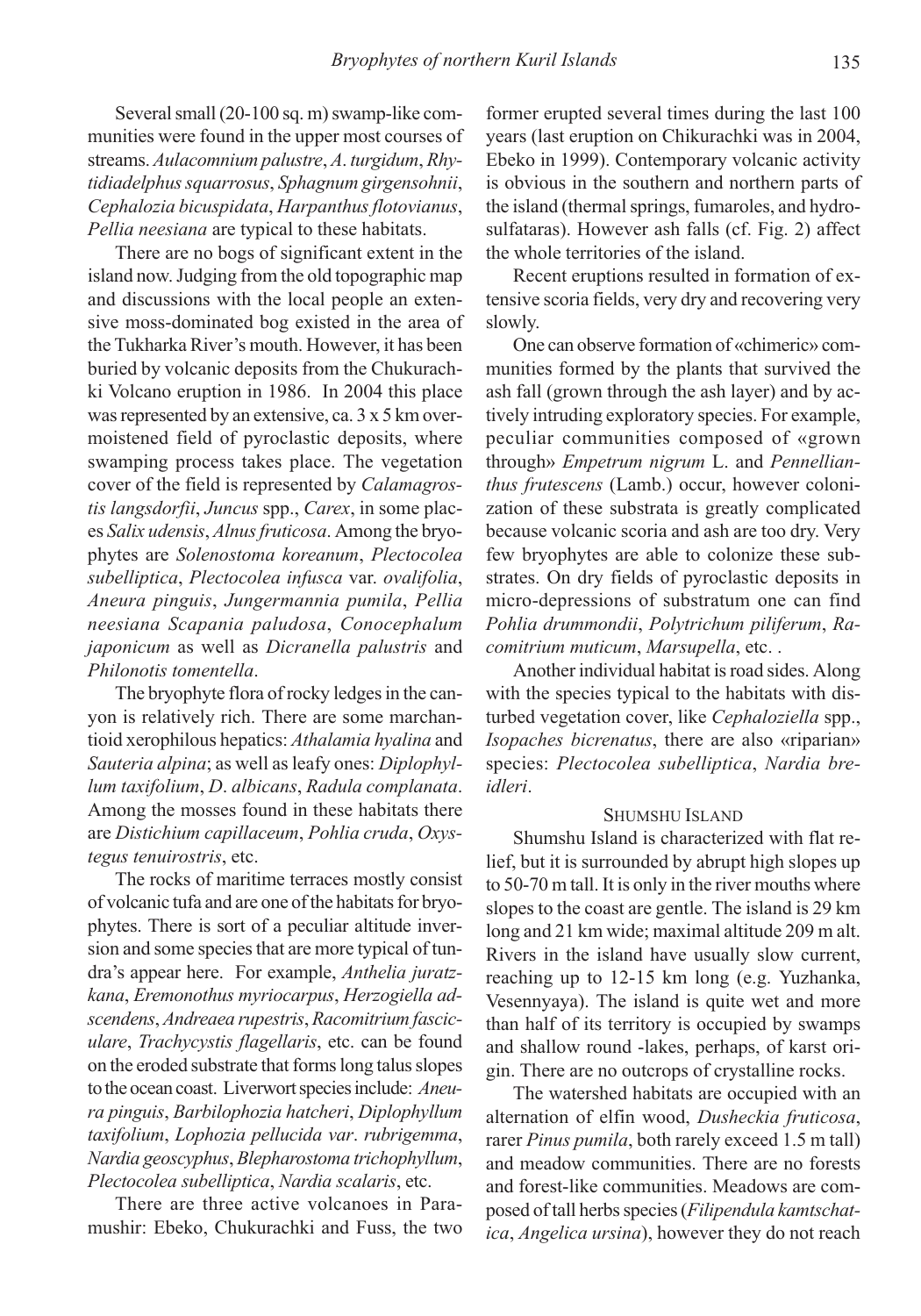Several small (20-100 sq. m) swamp-like communities were found in the upper most courses of streams. *Aulacomnium palustre*, *A. turgidum*, *Rhytidiadelphus squarrosus*, *Sphagnum girgensohnii*, *Cephalozia bicuspidata*, *Harpanthus flotovianus*, *Pellia neesiana* are typical to these habitats.

There are no bogs of significant extent in the island now. Judging from the old topographic map and discussions with the local people an extensive moss-dominated bog existed in the area of the Tukharka River's mouth. However, it has been buried by volcanic deposits from the Chukurachki Volcano eruption in 1986. In 2004 this place was represented by an extensive, ca. 3 x 5 km overmoistened field of pyroclastic deposits, where swamping process takes place. The vegetation cover of the field is represented by *Calamagrostis langsdorfii*, *Juncus* spp., *Carex*, in some places *Salix udensis*, *Alnus fruticosa*. Among the bryophytes are *Solenostoma koreanum*, *Plectocolea subelliptica*, *Plectocolea infusca* var. *ovalifolia*, *Aneura pinguis*, *Jungermannia pumila*, *Pellia neesiana Scapania paludosa*, *Conocephalum japonicum* as well as *Dicranella palustris* and *Philonotis tomentella*.

The bryophyte flora of rocky ledges in the canyon is relatively rich. There are some marchantioid xerophilous hepatics: *Athalamia hyalina* and *Sauteria alpina*; as well as leafy ones: *Diplophyllum taxifolium*, *D. albicans*, *Radula complanata*. Among the mosses found in these habitats there are *Distichium capillaceum*, *Pohlia cruda*, *Oxystegus tenuirostris*, etc.

The rocks of maritime terraces mostly consist of volcanic tufa and are one of the habitats for bryophytes. There is sort of a peculiar altitude inversion and some species that are more typical of tundra's appear here. For example, *Anthelia juratzkana*, *Eremonothus myriocarpus*, *Herzogiella adscendens*, *Andreaea rupestris*, *Racomitrium fasciculare*, *Trachycystis flagellaris*, etc. can be found on the eroded substrate that forms long talus slopes to the ocean coast. Liverwort species include: *Aneura pinguis*, *Barbilophozia hatcheri*, *Diplophyllum taxifolium*, *Lophozia pellucida var*. *rubrigemma*, *Nardia geoscyphus*, *Blepharostoma trichophyllum*, *Plectocolea subelliptica*, *Nardia scalaris*, etc.

There are three active volcanoes in Paramushir: Ebeko, Chukurachki and Fuss, the two former erupted several times during the last 100 years (last eruption on Chikurachki was in 2004, Ebeko in 1999). Contemporary volcanic activity is obvious in the southern and northern parts of the island (thermal springs, fumaroles, and hydrosulfataras). However ash falls (cf. Fig. 2) affect the whole territories of the island.

Recent eruptions resulted in formation of extensive scoria fields, very dry and recovering very slowly.

One can observe formation of «chimeric» communities formed by the plants that survived the ash fall (grown through the ash layer) and by actively intruding exploratory species. For example, peculiar communities composed of «grown through» *Empetrum nigrum* L. and *Pennellianthus frutescens* (Lamb.) occur, however colonization of these substrata is greatly complicated because volcanic scoria and ash are too dry. Very few bryophytes are able to colonize these substrates. On dry fields of pyroclastic deposits in micro-depressions of substratum one can find *Pohlia drummondii*, *Polytrichum piliferum*, *Racomitrium muticum*, *Marsupella*, etc. .

Another individual habitat is road sides. Along with the species typical to the habitats with disturbed vegetation cover, like *Cephaloziella* spp., *Isopaches bicrenatus*, there are also «riparian» species: *Plectocolea subelliptica*, *Nardia breidleri*.

## SHUMSHU ISLAND

Shumshu Island is characterized with flat relief, but it is surrounded by abrupt high slopes up to 50-70 m tall. It is only in the river mouths where slopes to the coast are gentle. The island is 29 km long and 21 km wide; maximal altitude 209 m alt. Rivers in the island have usually slow current, reaching up to 12-15 km long (e.g. Yuzhanka, Vesennyaya). The island is quite wet and more than half of its territory is occupied by swamps and shallow round -lakes, perhaps, of karst origin. There are no outcrops of crystalline rocks.

The watershed habitats are occupied with an alternation of elfin wood, *Dusheckia fruticosa*, rarer *Pinus pumila*, both rarely exceed 1.5 m tall) and meadow communities. There are no forests and forest-like communities. Meadows are composed of tall herbs species (*Filipendula kamtschatica*, *Angelica ursina*), however they do not reach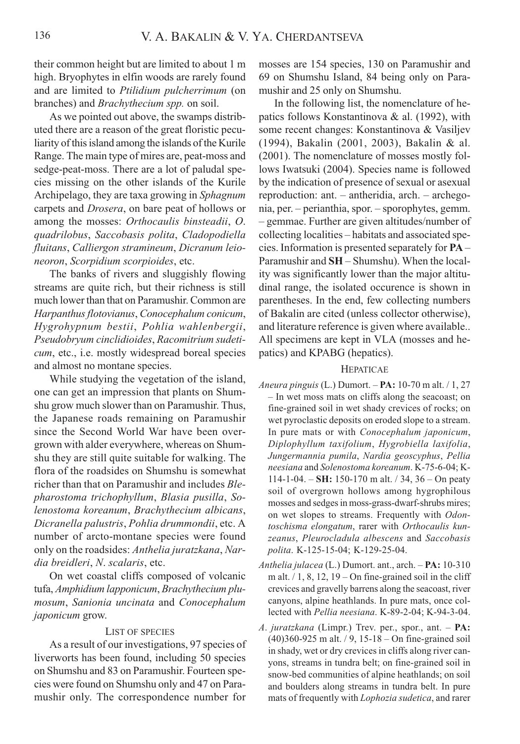their common height but are limited to about 1 m high. Bryophytes in elfin woods are rarely found and are limited to *Ptilidium pulcherrimum* (on branches) and *Brachythecium spp.* on soil.

As we pointed out above, the swamps distributed there are a reason of the great floristic peculiarity of this island among the islands of the Kurile Range. The main type of mires are, peat-moss and sedge-peat-moss. There are a lot of paludal species missing on the other islands of the Kurile Archipelago, they are taxa growing in *Sphagnum* carpets and *Drosera*, on bare peat of hollows or among the mosses: *Orthocaulis binsteadii*, *O. quadrilobus*, *Saccobasis polita*, *Cladopodiella fluitans*, *Calliergon stramineum*, *Dicranum leioneoron*, *Scorpidium scorpioides*, etc.

The banks of rivers and sluggishly flowing streams are quite rich, but their richness is still much lower than that on Paramushir. Common are *Harpanthus flotovianus*, *Conocephalum conicum*, *Hygrohypnum bestii*, *Pohlia wahlenbergii*, *Pseudobryum cinclidioides*, *Racomitrium sudeticum*, etc., i.e. mostly widespread boreal species and almost no montane species.

While studying the vegetation of the island, one can get an impression that plants on Shumshu grow much slower than on Paramushir. Thus, the Japanese roads remaining on Paramushir since the Second World War have been overgrown with alder everywhere, whereas on Shumshu they are still quite suitable for walking. The flora of the roadsides on Shumshu is somewhat richer than that on Paramushir and includes *Blepharostoma trichophyllum*, *Blasia pusilla*, *Solenostoma koreanum*, *Brachythecium albicans*, *Dicranella palustris*, *Pohlia drummondii*, etc. A number of arcto-montane species were found only on the roadsides: *Anthelia juratzkana*, *Nardia breidleri*, *N. scalaris*, etc.

On wet coastal cliffs composed of volcanic tufa, *Amphidium lapponicum*, *Brachythecium plumosum*, *Sanionia uncinata* and *Conocephalum japonicum* grow.

## LIST OF SPECIES

As a result of our investigations, 97 species of liverworts has been found, including 50 species on Shumshu and 83 on Paramushir. Fourteen species were found on Shumshu only and 47 on Paramushir only. The correspondence number for mosses are 154 species, 130 on Paramushir and 69 on Shumshu Island, 84 being only on Paramushir and 25 only on Shumshu.

In the following list, the nomenclature of hepatics follows Konstantinova & al. (1992), with some recent changes: Konstantinova & Vasiljev (1994), Bakalin (2001, 2003), Bakalin & al. (2001). The nomenclature of mosses mostly follows Iwatsuki (2004). Species name is followed by the indication of presence of sexual or asexual reproduction: ant. – antheridia, arch. – archegonia, per. – perianthia, spor. – sporophytes, gemm. – gemmae. Further are given altitudes/number of collecting localities – habitats and associated species. Information is presented separately for **PA** – Paramushir and **SH** – Shumshu). When the locality was significantly lower than the major altitudinal range, the isolated occurence is shown in parentheses. In the end, few collecting numbers of Bakalin are cited (unless collector otherwise), and literature reference is given where available.. All specimens are kept in VLA (mosses and hepatics) and KPABG (hepatics).

### HEPATICAE

*Aneura pinguis* (L.) Dumort. – **PA:** 10-70 m alt. / 1, 27 – In wet moss mats on cliffs along the seacoast; on fine-grained soil in wet shady crevices of rocks; on wet pyroclastic deposits on eroded slope to a stream. In pure mats or with *Conocephalum japonicum*, *Diplophyllum taxifolium*, *Hygrobiella laxifolia*, *Jungermannia pumila*, *Nardia geoscyphus*, *Pellia neesiana* and *Solenostoma koreanum*. K-75-6-04; K-114-1-04. – **SH:** 150-170 m alt. / 34, 36 – On peaty soil of overgrown hollows among hygrophilous mosses and sedges in moss-grass-dwarf-shrubs mires; on wet slopes to streams. Frequently with *Odontoschisma elongatum*, rarer with *Orthocaulis kunzeanus*, *Pleurocladula albescens* and *Saccobasis polita*. K-125-15-04; K-129-25-04.

*Anthelia julacea* (L.) Dumort. ant., arch. – **PA:** 10-310 m alt. / 1, 8, 12, 19 – On fine-grained soil in the cliff crevices and gravelly barrens along the seacoast, river canyons, alpine heathlands. In pure mats, once collected with *Pellia neesiana*. K-89-2-04; K-94-3-04.

*A. juratzkana* (Limpr.) Trev. per., spor., ant. – **PA:** (40)360-925 m alt. / 9, 15-18 – On fine-grained soil in shady, wet or dry crevices in cliffs along river canyons, streams in tundra belt; on fine-grained soil in snow-bed communities of alpine heathlands; on soil and boulders along streams in tundra belt. In pure mats of frequently with *Lophozia sudetica*, and rarer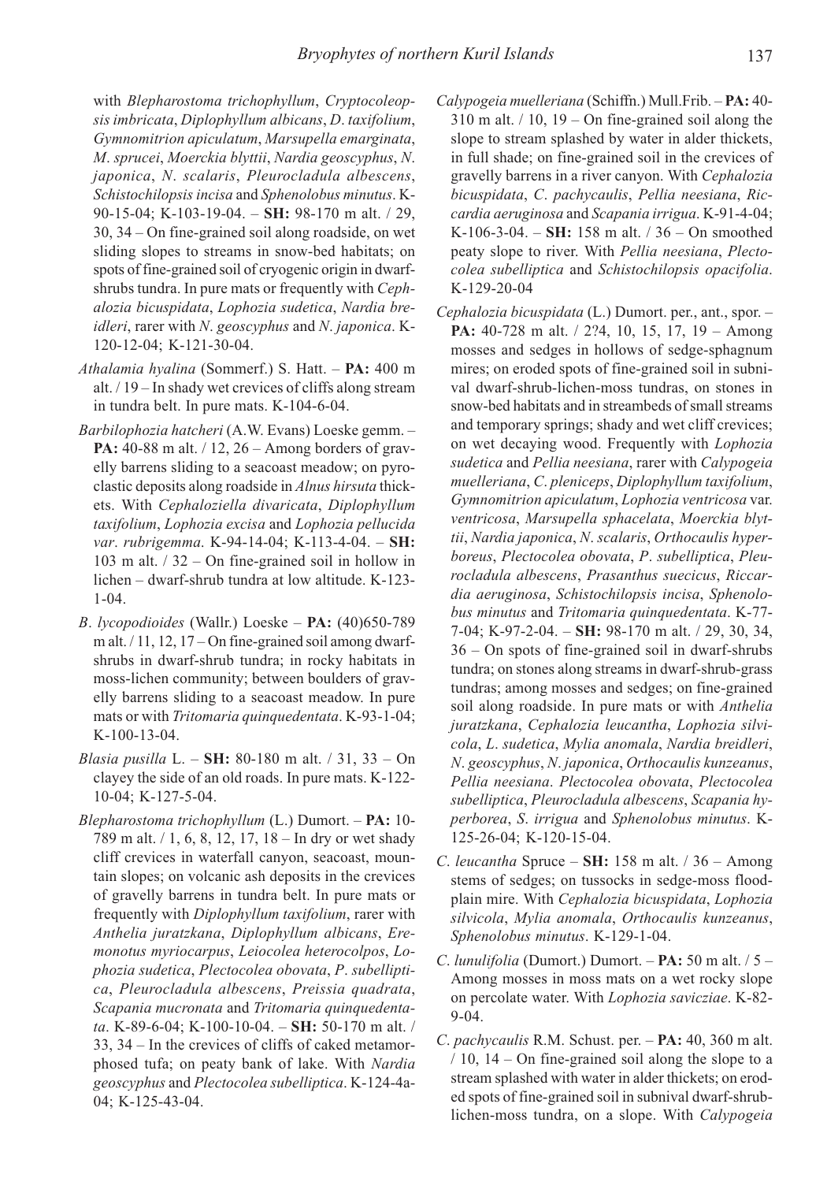with *Blepharostoma trichophyllum*, *Cryptocoleopsis imbricata*, *Diplophyllum albicans*, *D*. *taxifolium*, *Gymnomitrion apiculatum*, *Marsupella emarginata*, *M*. *sprucei*, *Moerckia blyttii*, *Nardia geoscyphus*, *N*. *japonica*, *N*. *scalaris*, *Pleurocladula albescens*, *Schistochilopsis incisa* and *Sphenolobus minutus*. K-90-15-04; K-103-19-04. – **SH:** 98-170 m alt. / 29, 30, 34 – On fine-grained soil along roadside, on wet sliding slopes to streams in snow-bed habitats; on spots of fine-grained soil of cryogenic origin in dwarf-shrubs tundra. In pure mats or frequently with *Cephalozia bicuspidata*, *Lophozia sudetica*, *Nardia breidleri*, rarer with *N*. *geoscyphus* and *N*. *japonica*. K-120-12-04; K-121-30-04.

*Athalamia hyalina* (Sommerf.) S. Hatt. – **PA:** 400 m alt. / 19 – In shady wet crevices of cliffs along stream in tundra belt. In pure mats. K-104-6-04.

*Barbilophozia hatcheri* (A.W. Evans) Loeske gemm. – **PA:** 40-88 m alt. / 12, 26 – Among borders of gravelly barrens sliding to a seacoast meadow; on pyroclastic deposits along roadside in *Alnus hirsuta* thickets. With *Cephaloziella divaricata*, *Diplophyllum taxifolium*, *Lophozia excisa* and *Lophozia pellucida var*. *rubrigemma*. K-94-14-04; K-113-4-04. – **SH:** 103 m alt. / 32 – On fine-grained soil in hollow in lichen – dwarf-shrub tundra at low altitude. K-123-1-04.

*B*. *lycopodioides* (Wallr.) Loeske – **PA:** (40)650-789 m alt. / 11, 12, 17 – On fine-grained soil among dwarf-shrubs in dwarf-shrub tundra; in rocky habitats in moss-lichen community; between boulders of gravelly barrens sliding to a seacoast meadow. In pure mats or with *Tritomaria quinquedentata*. K-93-1-04; K-100-13-04.

*Blasia pusilla* L. – **SH:** 80-180 m alt. / 31, 33 – On clayey the side of an old roads. In pure mats. K-122-10-04; K-127-5-04.

*Blepharostoma trichophyllum* (L.) Dumort. – **PA:** 10-789 m alt. / 1, 6, 8, 12, 17, 18 – In dry or wet shady cliff crevices in waterfall canyon, seacoast, mountain slopes; on volcanic ash deposits in the crevices of gravelly barrens in tundra belt. In pure mats or frequently with *Diplophyllum taxifolium*, rarer with *Anthelia juratzkana*, *Diplophyllum albicans*, *Eremonotus myriocarpus*, *Leiocolea heterocolpos*, *Lophozia sudetica*, *Plectocolea obovata*, *P*. *subelliptica*, *Pleurocladula albescens*, *Preissia quadrata*, *Scapania mucronata* and *Tritomaria quinquedentata*. K-89-6-04; K-100-10-04. – **SH:** 50-170 m alt. / 33, 34 – In the crevices of cliffs of caked metamorphosed tufa; on peaty bank of lake. With *Nardia geoscyphus* and *Plectocolea subelliptica*. K-124-4a-04; K-125-43-04.

*Calypogeia muelleriana* (Schiffn.) Mull.Frib. – **PA:** 40-310 m alt. / 10, 19 – On fine-grained soil along the slope to stream splashed by water in alder thickets, in full shade; on fine-grained soil in the crevices of gravelly barrens in a river canyon. With *Cephalozia bicuspidata*, *C*. *pachycaulis*, *Pellia neesiana*, *Riccardia aeruginosa* and *Scapania irrigua*. K-91-4-04; K-106-3-04. – **SH:** 158 m alt. / 36 – On smoothed peaty slope to river. With *Pellia neesiana*, *Plectocolea subelliptica* and *Schistochilopsis opacifolia*. K-129-20-04

*Cephalozia bicuspidata* (L.) Dumort. per., ant., spor. – **PA:** 40-728 m alt. / 2?4, 10, 15, 17, 19 – Among mosses and sedges in hollows of sedge-sphagnum mires; on eroded spots of fine-grained soil in subnival dwarf-shrub-lichen-moss tundras, on stones in snow-bed habitats and in streambeds of small streams and temporary springs; shady and wet cliff crevices; on wet decaying wood. Frequently with *Lophozia sudetica* and *Pellia neesiana*, rarer with *Calypogeia muelleriana*, *C*. *pleniceps*, *Diplophyllum taxifolium*, *Gymnomitrion apiculatum*, *Lophozia ventricosa* var. *ventricosa*, *Marsupella sphacelata*, *Moerckia blyttii*, *Nardia japonica*, *N*. *scalaris*, *Orthocaulis hyperboreus*, *Plectocolea obovata*, *P*. *subelliptica*, *Pleurocladula albescens*, *Prasanthus suecicus*, *Riccardia aeruginosa*, *Schistochilopsis incisa*, *Sphenolobus minutus* and *Tritomaria quinquedentata*. K-77-7-04; K-97-2-04. – **SH:** 98-170 m alt. / 29, 30, 34, 36 – On spots of fine-grained soil in dwarf-shrubs tundra; on stones along streams in dwarf-shrub-grass tundras; among mosses and sedges; on fine-grained soil along roadside. In pure mats or with *Anthelia juratzkana*, *Cephalozia leucantha*, *Lophozia silvicola*, *L*. *sudetica*, *Mylia anomala*, *Nardia breidleri*, *N*. *geoscyphus*, *N*. *japonica*, *Orthocaulis kunzeanus*, *Pellia neesiana*. *Plectocolea obovata*, *Plectocolea subelliptica*, *Pleurocladula albescens*, *Scapania hyperborea*, *S*. *irrigua* and *Sphenolobus minutus*. K-125-26-04; K-120-15-04.

*C*. *leucantha* Spruce – **SH:** 158 m alt. / 36 – Among stems of sedges; on tussocks in sedge-moss floodplain mire. With *Cephalozia bicuspidata*, *Lophozia silvicola*, *Mylia anomala*, *Orthocaulis kunzeanus*, *Sphenolobus minutus*. K-129-1-04.

*C*. *lunulifolia* (Dumort.) Dumort. – **PA:** 50 m alt. / 5 – Among mosses in moss mats on a wet rocky slope on percolate water. With *Lophozia savicziae*. K-82-9-04.

*C*. *pachycaulis* R.M. Schust. per. – **PA:** 40, 360 m alt. / 10, 14 – On fine-grained soil along the slope to a stream splashed with water in alder thickets; on eroded spots of fine-grained soil in subnival dwarf-shrub-lichen-moss tundra, on a slope. With *Calypogeia*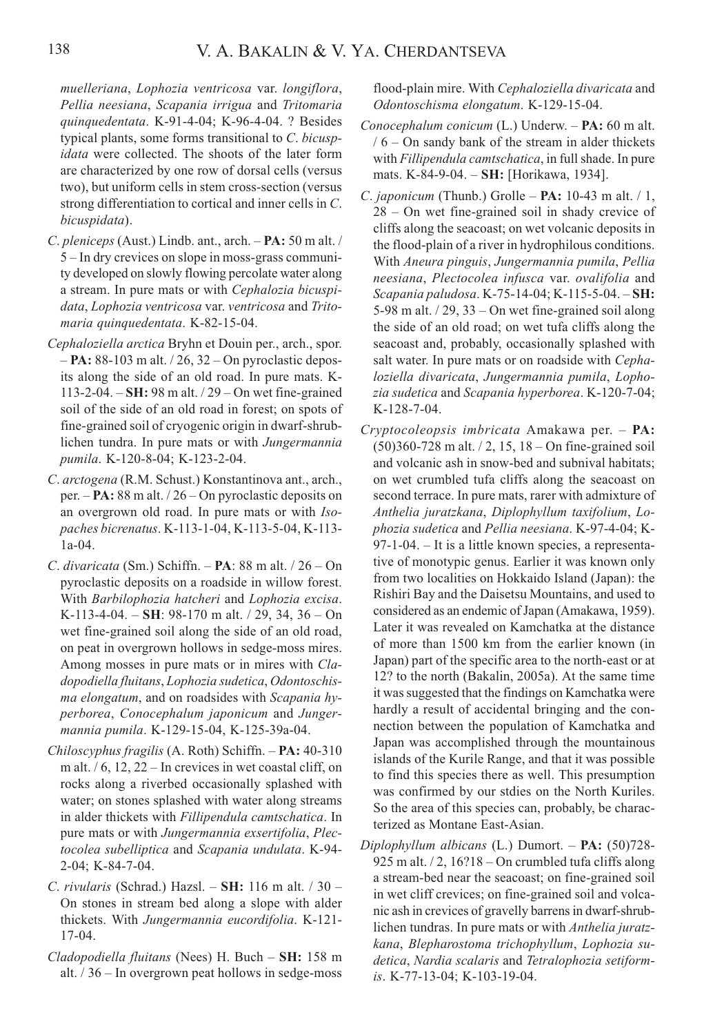*muelleriana*, *Lophozia ventricosa* var. *longiflora*, *Pellia neesiana*, *Scapania irrigua* and *Tritomaria quinquedentata*. K-91-4-04; K-96-4-04. ? Besides typical plants, some forms transitional to *C. bicuspidata* were collected. The shoots of the later form are characterized by one row of dorsal cells (versus two), but uniform cells in stem cross-section (versus strong differentiation to cortical and inner cells in *C. bicuspidata*).

*C. pleniceps* (Aust.) Lindb. ant., arch. – **PA:** 50 m alt. / 5 – In dry crevices on slope in moss-grass community developed on slowly flowing percolate water along a stream. In pure mats or with *Cephalozia bicuspidata*, *Lophozia ventricosa* var. *ventricosa* and *Tritomaria quinquedentata*. K-82-15-04.

*Cephaloziella arctica* Bryhn et Douin per., arch., spor. – **PA:** 88-103 m alt. / 26, 32 – On pyroclastic deposits along the side of an old road. In pure mats. K-113-2-04. – **SH:** 98 m alt. / 29 – On wet fine-grained soil of the side of an old road in forest; on spots of fine-grained soil of cryogenic origin in dwarf-shrub-lichen tundra. In pure mats or with *Jungermannia pumila*. K-120-8-04; K-123-2-04.

*C. arctogena* (R.M. Schust.) Konstantinova ant., arch., per. – **PA:** 88 m alt. / 26 – On pyroclastic deposits on an overgrown old road. In pure mats or with *Isopaches bicrenatus*. K-113-1-04, K-113-5-04, K-113-1a-04.

*C. divaricata* (Sm.) Schiffn. – **PA**: 88 m alt. / 26 – On pyroclastic deposits on a roadside in willow forest. With *Barbilophozia hatcheri* and *Lophozia excisa*. K-113-4-04. – **SH**: 98-170 m alt. / 29, 34, 36 – On wet fine-grained soil along the side of an old road, on peat in overgrown hollows in sedge-moss mires. Among mosses in pure mats or in mires with *Cladopodiella fluitans*, *Lophozia sudetica*, *Odontoschisma elongatum*, and on roadsides with *Scapania hyperborea*, *Conocephalum japonicum* and *Jungermannia pumila*. K-129-15-04, K-125-39a-04.

*Chiloscyphus fragilis* (A. Roth) Schiffn. – **PA:** 40-310 m alt. / 6, 12, 22 – In crevices in wet coastal cliff, on rocks along a riverbed occasionally splashed with water; on stones splashed with water along streams in alder thickets with *Fillipendula camtschatica*. In pure mats or with *Jungermannia exsertifolia*, *Plectocolea subelliptica* and *Scapania undulata*. K-94-2-04; K-84-7-04.

*C. rivularis* (Schrad.) Hazsl. – **SH:** 116 m alt. / 30 – On stones in stream bed along a slope with alder thickets. With *Jungermannia eucordifolia*. K-121-17-04.

*Cladopodiella fluitans* (Nees) H. Buch – **SH:** 158 m alt. / 36 – In overgrown peat hollows in sedge-moss flood-plain mire. With *Cephaloziella divaricata* and *Odontoschisma elongatum*. K-129-15-04.

*Conocephalum conicum* (L.) Underw. – **PA:** 60 m alt. / 6 – On sandy bank of the stream in alder thickets with *Fillipendula camtschatica*, in full shade. In pure mats. K-84-9-04. – **SH:** [Horikawa, 1934].

*C. japonicum* (Thunb.) Grolle – **PA:** 10-43 m alt. / 1, 28 – On wet fine-grained soil in shady crevice of cliffs along the seacoast; on wet volcanic deposits in the flood-plain of a river in hydrophilous conditions. With *Aneura pinguis*, *Jungermannia pumila*, *Pellia neesiana*, *Plectocolea infusca* var. *ovalifolia* and *Scapania paludosa*. K-75-14-04; K-115-5-04. – **SH:** 5-98 m alt. / 29, 33 – On wet fine-grained soil along the side of an old road; on wet tufa cliffs along the seacoast and, probably, occasionally splashed with salt water. In pure mats or on roadside with *Cephaloziella divaricata*, *Jungermannia pumila*, *Lophozia sudetica* and *Scapania hyperborea*. K-120-7-04; K-128-7-04.

*Cryptocoleopsis imbricata* Amakawa per. – **PA:** (50)360-728 m alt. / 2, 15, 18 – On fine-grained soil and volcanic ash in snow-bed and subnival habitats; on wet crumbled tufa cliffs along the seacoast on second terrace. In pure mats, rarer with admixture of *Anthelia juratzkana*, *Diplophyllum taxifolium*, *Lophozia sudetica* and *Pellia neesiana*. K-97-4-04; K-97-1-04. – It is a little known species, a representative of monotypic genus. Earlier it was known only from two localities on Hokkaido Island (Japan): the Rishiri Bay and the Daisetsu Mountains, and used to considered as an endemic of Japan (Amakawa, 1959). Later it was revealed on Kamchatka at the distance of more than 1500 km from the earlier known (in Japan) part of the specific area to the north-east or at 12? to the north (Bakalin, 2005a). At the same time it was suggested that the findings on Kamchatka were hardly a result of accidental bringing and the connection between the population of Kamchatka and Japan was accomplished through the mountainous islands of the Kurile Range, and that it was possible to find this species there as well. This presumption was confirmed by our stdies on the North Kuriles. So the area of this species can, probably, be characterized as Montane East-Asian.

*Diplophyllum albicans* (L.) Dumort. – **PA:** (50)728-925 m alt. / 2, 16?18 – On crumbled tufa cliffs along a stream-bed near the seacoast; on fine-grained soil in wet cliff crevices; on fine-grained soil and volcanic ash in crevices of gravelly barrens in dwarf-shrub-lichen tundras. In pure mats or with *Anthelia juratzkana*, *Blepharostoma trichophyllum*, *Lophozia sudetica*, *Nardia scalaris* and *Tetralophozia setiformis*. K-77-13-04; K-103-19-04.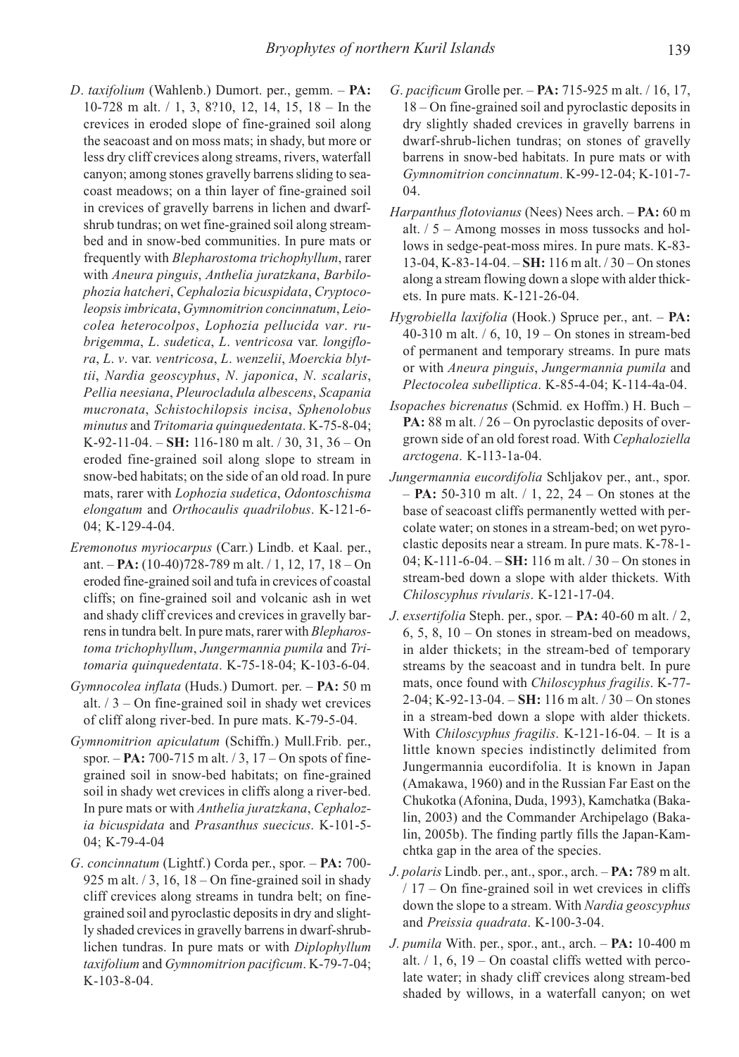*D. taxifolium* (Wahlenb.) Dumort. per., gemm. – **PA:** 10-728 m alt. / 1, 3, 8?10, 12, 14, 15, 18 – In the crevices in eroded slope of fine-grained soil along the seacoast and on moss mats; in shady, but more or less dry cliff crevices along streams, rivers, waterfall canyon; among stones gravelly barrens sliding to seacoast meadows; on a thin layer of fine-grained soil in crevices of gravelly barrens in lichen and dwarf-shrub tundras; on wet fine-grained soil along streambed and in snow-bed communities. In pure mats or frequently with *Blepharostoma trichophyllum*, rarer with *Aneura pinguis*, *Anthelia juratzkana*, *Barbilophozia hatcheri*, *Cephalozia bicuspidata*, *Cryptocoleopsis imbricata*, *Gymnomitrion concinnatum*, *Leiocolea heterocolpos*, *Lophozia pellucida var. rubrigemma*, *L. sudetica*, *L. ventricosa* var. *longiflora*, *L. v.* var. *ventricosa*, *L. wenzelii*, *Moerckia blyttii*, *Nardia geoscyphus*, *N. japonica*, *N. scalaris*, *Pellia neesiana*, *Pleurocladula albescens*, *Scapania mucronata*, *Schistochilopsis incisa*, *Sphenolobus minutus* and *Tritomaria quinquedentata*. K-75-8-04; K-92-11-04. – **SH:** 116-180 m alt. / 30, 31, 36 – On eroded fine-grained soil along slope to stream in snow-bed habitats; on the side of an old road. In pure mats, rarer with *Lophozia sudetica*, *Odontoschisma elongatum* and *Orthocaulis quadrilobus*. K-121-6-04; K-129-4-04.

*Eremonotus myriocarpus* (Carr.) Lindb. et Kaal. per., ant. – **PA:** (10-40)728-789 m alt. / 1, 12, 17, 18 – On eroded fine-grained soil and tufa in crevices of coastal cliffs; on fine-grained soil and volcanic ash in wet and shady cliff crevices and crevices in gravelly barrens in tundra belt. In pure mats, rarer with *Blepharostoma trichophyllum*, *Jungermannia pumila* and *Tritomaria quinquedentata*. K-75-18-04; K-103-6-04.

*Gymnocolea inflata* (Huds.) Dumort. per. – **PA:** 50 m alt. / 3 – On fine-grained soil in shady wet crevices of cliff along river-bed. In pure mats. K-79-5-04.

*Gymnomitrion apiculatum* (Schiffn.) Mull.Frib. per., spor. – **PA:** 700-715 m alt. / 3, 17 – On spots of fine-grained soil in snow-bed habitats; on fine-grained soil in shady wet crevices in cliffs along a river-bed. In pure mats or with *Anthelia juratzkana*, *Cephalozia bicuspidata* and *Prasanthus suecicus*. K-101-5-04; K-79-4-04

*G. concinnatum* (Lightf.) Corda per., spor. – **PA:** 700-925 m alt. / 3, 16, 18 – On fine-grained soil in shady cliff crevices along streams in tundra belt; on fine-grained soil and pyroclastic deposits in dry and slightly shaded crevices in gravelly barrens in dwarf-shrub-lichen tundras. In pure mats or with *Diplophyllum taxifolium* and *Gymnomitrion pacificum*. K-79-7-04; K-103-8-04.

*G. pacificum* Grolle per. – **PA:** 715-925 m alt. / 16, 17, 18 – On fine-grained soil and pyroclastic deposits in dry slightly shaded crevices in gravelly barrens in dwarf-shrub-lichen tundras; on stones of gravelly barrens in snow-bed habitats. In pure mats or with *Gymnomitrion concinnatum*. K-99-12-04; K-101-7-04.

*Harpanthus flotovianus* (Nees) Nees arch. – **PA:** 60 m alt. / 5 – Among mosses in moss tussocks and hollows in sedge-peat-moss mires. In pure mats. K-83-13-04, K-83-14-04. – **SH:** 116 m alt. / 30 – On stones along a stream flowing down a slope with alder thickets. In pure mats. K-121-26-04.

*Hygrobiella laxifolia* (Hook.) Spruce per., ant. – **PA:** 40-310 m alt. / 6, 10, 19 – On stones in stream-bed of permanent and temporary streams. In pure mats or with *Aneura pinguis*, *Jungermannia pumila* and *Plectocolea subelliptica*. K-85-4-04; K-114-4a-04.

*Isopaches bicrenatus* (Schmid. ex Hoffm.) H. Buch – **PA:** 88 m alt. / 26 – On pyroclastic deposits of overgrown side of an old forest road. With *Cephaloziella arctogena*. K-113-1a-04.

*Jungermannia eucordifolia* Schljakov per., ant., spor. – **PA:** 50-310 m alt. / 1, 22, 24 – On stones at the base of seacoast cliffs permanently wetted with percolate water; on stones in a stream-bed; on wet pyroclastic deposits near a stream. In pure mats. K-78-1-04; K-111-6-04. – **SH:** 116 m alt. / 30 – On stones in stream-bed down a slope with alder thickets. With *Chiloscyphus rivularis*. K-121-17-04.

*J. exsertifolia* Steph. per., spor. – **PA:** 40-60 m alt. / 2, 6, 5, 8, 10 – On stones in stream-bed on meadows, in alder thickets; in the stream-bed of temporary streams by the seacoast and in tundra belt. In pure mats, once found with *Chiloscyphus fragilis*. K-77-2-04; K-92-13-04. – **SH:** 116 m alt. / 30 – On stones in a stream-bed down a slope with alder thickets. With *Chiloscyphus fragilis*. K-121-16-04. – It is a little known species indistinctly delimited from Jungermannia eucordifolia. It is known in Japan (Amakawa, 1960) and in the Russian Far East on the Chukotka (Afonina, Duda, 1993), Kamchatka (Bakalin, 2003) and the Commander Archipelago (Bakalin, 2005b). The finding partly fills the Japan-Kamchtka gap in the area of the species.

*J. polaris* Lindb. per., ant., spor., arch. – **PA:** 789 m alt. / 17 – On fine-grained soil in wet crevices in cliffs down the slope to a stream. With *Nardia geoscyphus* and *Preissia quadrata*. K-100-3-04.

*J. pumila* With. per., spor., ant., arch. – **PA:** 10-400 m alt. / 1, 6, 19 – On coastal cliffs wetted with percolate water; in shady cliff crevices along stream-bed shaded by willows, in a waterfall canyon; on wet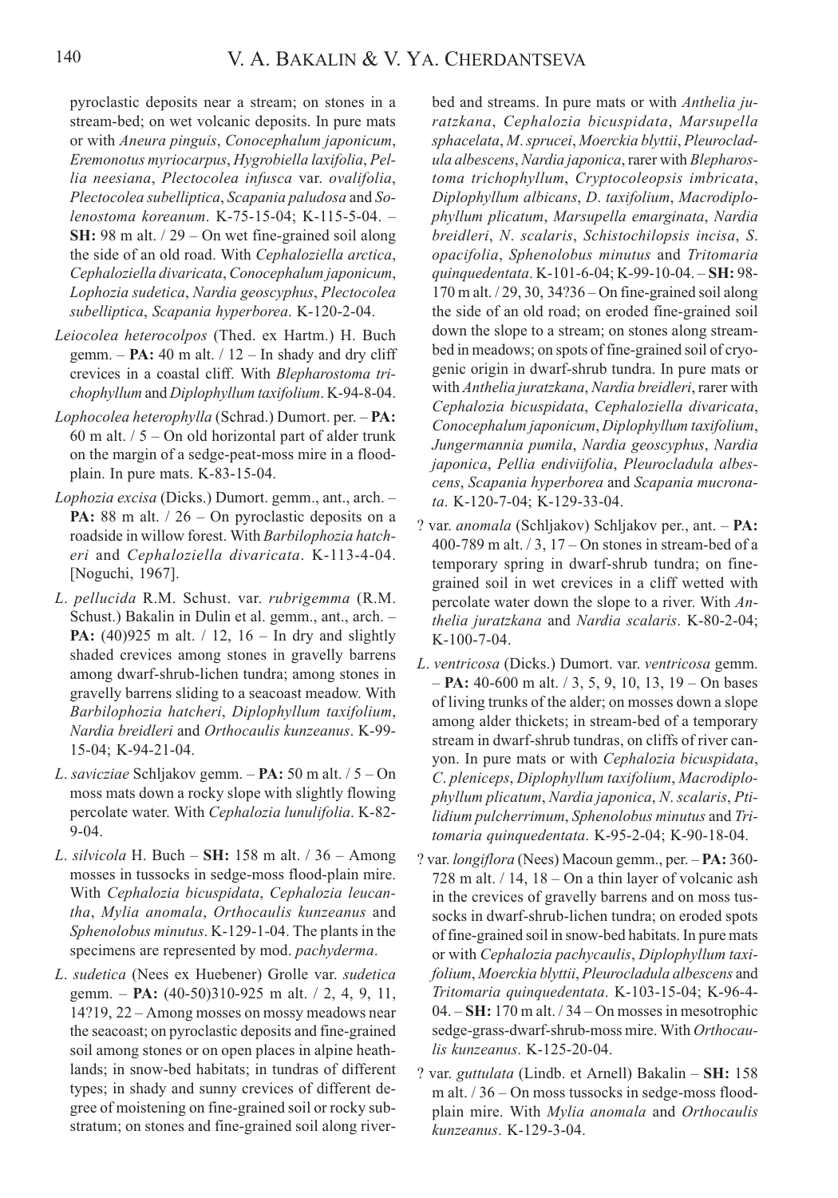pyroclastic deposits near a stream; on stones in a stream-bed; on wet volcanic deposits. In pure mats or with *Aneura pinguis*, *Conocephalum japonicum*, *Eremonotus myriocarpus*, *Hygrobiella laxifolia*, *Pellia neesiana*, *Plectocolea infusca* var. *ovalifolia*, *Plectocolea subelliptica*, *Scapania paludosa* and *Solenostoma koreanum*. K-75-15-04; K-115-5-04. – **SH:** 98 m alt. / 29 – On wet fine-grained soil along the side of an old road. With *Cephaloziella arctica*, *Cephaloziella divaricata*, *Conocephalum japonicum*, *Lophozia sudetica*, *Nardia geoscyphus*, *Plectocolea subelliptica*, *Scapania hyperborea*. K-120-2-04.

*Leiocolea heterocolpos* (Thed. ex Hartm.) H. Buch gemm. – **PA:** 40 m alt. / 12 – In shady and dry cliff crevices in a coastal cliff. With *Blepharostoma trichophyllum* and *Diplophyllum taxifolium*. K-94-8-04.

*Lophocolea heterophylla* (Schrad.) Dumort. per. – **PA:** 60 m alt. / 5 – On old horizontal part of alder trunk on the margin of a sedge-peat-moss mire in a floodplain. In pure mats. K-83-15-04.

*Lophozia excisa* (Dicks.) Dumort. gemm., ant., arch. – **PA:** 88 m alt. / 26 – On pyroclastic deposits on a roadside in willow forest. With *Barbilophozia hatcheri* and *Cephaloziella divaricata*. K-113-4-04. [Noguchi, 1967].

*L. pellucida* R.M. Schust. var. *rubrigemma* (R.M. Schust.) Bakalin in Dulin et al. gemm., ant., arch. – **PA:** (40)925 m alt. / 12, 16 – In dry and slightly shaded crevices among stones in gravelly barrens among dwarf-shrub-lichen tundra; among stones in gravelly barrens sliding to a seacoast meadow. With *Barbilophozia hatcheri*, *Diplophyllum taxifolium*, *Nardia breidleri* and *Orthocaulis kunzeanus*. K-99-15-04; K-94-21-04.

*L. savicziae* Schljakov gemm. – **PA:** 50 m alt. / 5 – On moss mats down a rocky slope with slightly flowing percolate water. With *Cephalozia lunulifolia*. K-82-9-04.

*L. silvicola* H. Buch – **SH:** 158 m alt. / 36 – Among mosses in tussocks in sedge-moss flood-plain mire. With *Cephalozia bicuspidata*, *Cephalozia leucantha*, *Mylia anomala*, *Orthocaulis kunzeanus* and *Sphenolobus minutus*. K-129-1-04. The plants in the specimens are represented by mod. *pachyderma*.

*L. sudetica* (Nees ex Huebener) Grolle var. *sudetica* gemm. – **PA:** (40-50)310-925 m alt. / 2, 4, 9, 11, 14?19, 22 – Among mosses on mossy meadows near the seacoast; on pyroclastic deposits and fine-grained soil among stones or on open places in alpine heathlands; in snow-bed habitats; in tundras of different types; in shady and sunny crevices of different degree of moistening on fine-grained soil or rocky substratum; on stones and fine-grained soil along river-bed and streams. In pure mats or with *Anthelia juratzkana*, *Cephalozia bicuspidata*, *Marsupella sphacelata*, *M. sprucei*, *Moerckia blyttii*, *Pleurocladula albescens*, *Nardia japonica*, rarer with *Blepharostoma trichophyllum*, *Cryptocoleopsis imbricata*, *Diplophyllum albicans*, *D. taxifolium*, *Macrodiplophyllum plicatum*, *Marsupella emarginata*, *Nardia breidleri*, *N. scalaris*, *Schistochilopsis incisa*, *S. opacifolia*, *Sphenolobus minutus* and *Tritomaria quinquedentata*. K-101-6-04; K-99-10-04. – **SH:** 98-170 m alt. / 29, 30, 34?36 – On fine-grained soil along the side of an old road; on eroded fine-grained soil down the slope to a stream; on stones along streambed in meadows; on spots of fine-grained soil of cryogenic origin in dwarf-shrub tundra. In pure mats or with *Anthelia juratzkana*, *Nardia breidleri*, rarer with *Cephalozia bicuspidata*, *Cephaloziella divaricata*, *Conocephalum japonicum*, *Diplophyllum taxifolium*, *Jungermannia pumila*, *Nardia geoscyphus*, *Nardia japonica*, *Pellia endiviifolia*, *Pleurocladula albescens*, *Scapania hyperborea* and *Scapania mucronata*. K-120-7-04; K-129-33-04.

? var. *anomala* (Schljakov) Schljakov per., ant. – **PA:** 400-789 m alt. / 3, 17 – On stones in stream-bed of a temporary spring in dwarf-shrub tundra; on fine-grained soil in wet crevices in a cliff wetted with percolate water down the slope to a river. With *Anthelia juratzkana* and *Nardia scalaris*. K-80-2-04; K-100-7-04.

*L. ventricosa* (Dicks.) Dumort. var. *ventricosa* gemm. – **PA:** 40-600 m alt. / 3, 5, 9, 10, 13, 19 – On bases of living trunks of the alder; on mosses down a slope among alder thickets; in stream-bed of a temporary stream in dwarf-shrub tundras, on cliffs of river canyon. In pure mats or with *Cephalozia bicuspidata*, *C. pleniceps*, *Diplophyllum taxifolium*, *Macrodiplophyllum plicatum*, *Nardia japonica*, *N. scalaris*, *Ptilidium pulcherrimum*, *Sphenolobus minutus* and *Tritomaria quinquedentata*. K-95-2-04; K-90-18-04.

? var. *longiflora* (Nees) Macoun gemm., per. – **PA:** 360-728 m alt. / 14, 18 – On a thin layer of volcanic ash in the crevices of gravelly barrens and on moss tussocks in dwarf-shrub-lichen tundra; on eroded spots of fine-grained soil in snow-bed habitats. In pure mats or with *Cephalozia pachycaulis*, *Diplophyllum taxifolium*, *Moerckia blyttii*, *Pleurocladula albescens* and *Tritomaria quinquedentata*. K-103-15-04; K-96-4-04. – **SH:** 170 m alt. / 34 – On mosses in mesotrophic sedge-grass-dwarf-shrub-moss mire. With *Orthocaulis kunzeanus*. K-125-20-04.

? var. *guttulata* (Lindb. et Arnell) Bakalin – **SH:** 158 m alt. / 36 – On moss tussocks in sedge-moss floodplain mire. With *Mylia anomala* and *Orthocaulis kunzeanus*. K-129-3-04.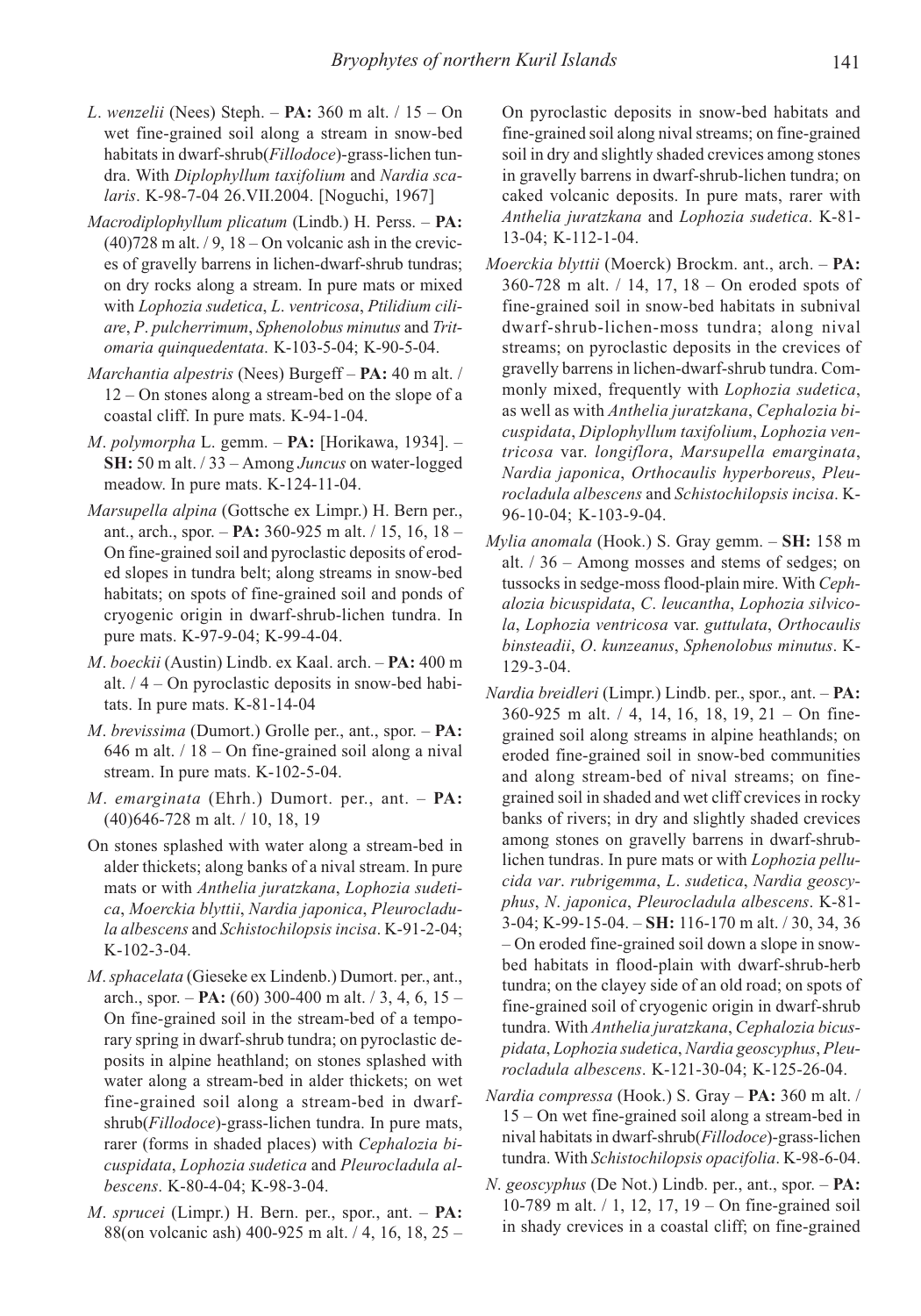*L*. *wenzelii* (Nees) Steph. – **PA:** 360 m alt. / 15 – On wet fine-grained soil along a stream in snow-bed habitats in dwarf-shrub(*Fillodoce*)-grass-lichen tundra. With *Diplophyllum taxifolium* and *Nardia scalaris*. K-98-7-04 26.VII.2004. [Noguchi, 1967]

*Macrodiplophyllum plicatum* (Lindb.) H. Perss. – **PA:** (40)728 m alt. / 9, 18 – On volcanic ash in the crevices of gravelly barrens in lichen-dwarf-shrub tundras; on dry rocks along a stream. In pure mats or mixed with *Lophozia sudetica*, *L*. *ventricosa*, *Ptilidium ciliare*, *P*. *pulcherrimum*, *Sphenolobus minutus* and *Tritomaria quinquedentata*. K-103-5-04; K-90-5-04.

*Marchantia alpestris* (Nees) Burgeff – **PA:** 40 m alt. / 12 – On stones along a stream-bed on the slope of a coastal cliff. In pure mats. K-94-1-04.

*M*. *polymorpha* L. gemm. – **PA:** [Horikawa, 1934]. – **SH:** 50 m alt. / 33 – Among *Juncus* on water-logged meadow. In pure mats. K-124-11-04.

*Marsupella alpina* (Gottsche ex Limpr.) H. Bern per., ant., arch., spor. – **PA:** 360-925 m alt. / 15, 16, 18 – On fine-grained soil and pyroclastic deposits of eroded slopes in tundra belt; along streams in snow-bed habitats; on spots of fine-grained soil and ponds of cryogenic origin in dwarf-shrub-lichen tundra. In pure mats. K-97-9-04; K-99-4-04.

*M*. *boeckii* (Austin) Lindb. ex Kaal. arch. – **PA:** 400 m alt. / 4 – On pyroclastic deposits in snow-bed habitats. In pure mats. K-81-14-04

*M*. *brevissima* (Dumort.) Grolle per., ant., spor. – **PA:** 646 m alt. / 18 – On fine-grained soil along a nival stream. In pure mats. K-102-5-04.

*M*. *emarginata* (Ehrh.) Dumort. per., ant. – **PA:** (40)646-728 m alt. / 10, 18, 19

On stones splashed with water along a stream-bed in alder thickets; along banks of a nival stream. In pure mats or with *Anthelia juratzkana*, *Lophozia sudetica*, *Moerckia blyttii*, *Nardia japonica*, *Pleurocladula albescens* and *Schistochilopsis incisa*. K-91-2-04; K-102-3-04.

*M*. *sphacelata* (Gieseke ex Lindenb.) Dumort. per., ant., arch., spor. – **PA:** (60) 300-400 m alt. / 3, 4, 6, 15 – On fine-grained soil in the stream-bed of a temporary spring in dwarf-shrub tundra; on pyroclastic deposits in alpine heathland; on stones splashed with water along a stream-bed in alder thickets; on wet fine-grained soil along a stream-bed in dwarf-shrub(*Fillodoce*)-grass-lichen tundra. In pure mats, rarer (forms in shaded places) with *Cephalozia bicuspidata*, *Lophozia sudetica* and *Pleurocladula albescens*. K-80-4-04; K-98-3-04.

*M*. *sprucei* (Limpr.) H. Bern. per., spor., ant. – **PA:** 88(on volcanic ash) 400-925 m alt. / 4, 16, 18, 25 – On pyroclastic deposits in snow-bed habitats and fine-grained soil along nival streams; on fine-grained soil in dry and slightly shaded crevices among stones in gravelly barrens in dwarf-shrub-lichen tundra; on caked volcanic deposits. In pure mats, rarer with *Anthelia juratzkana* and *Lophozia sudetica*. K-81-13-04; K-112-1-04.

*Moerckia blyttii* (Moerck) Brockm. ant., arch. – **PA:** 360-728 m alt. / 14, 17, 18 – On eroded spots of fine-grained soil in snow-bed habitats in subnival dwarf-shrub-lichen-moss tundra; along nival streams; on pyroclastic deposits in the crevices of gravelly barrens in lichen-dwarf-shrub tundra. Commonly mixed, frequently with *Lophozia sudetica*, as well as with *Anthelia juratzkana*, *Cephalozia bicuspidata*, *Diplophyllum taxifolium*, *Lophozia ventricosa* var. *longiflora*, *Marsupella emarginata*, *Nardia japonica*, *Orthocaulis hyperboreus*, *Pleurocladula albescens* and *Schistochilopsis incisa*. K-96-10-04; K-103-9-04.

*Mylia anomala* (Hook.) S. Gray gemm. – **SH:** 158 m alt. / 36 – Among mosses and stems of sedges; on tussocks in sedge-moss flood-plain mire. With *Cephalozia bicuspidata*, *C*. *leucantha*, *Lophozia silvicola*, *Lophozia ventricosa* var. *guttulata*, *Orthocaulis binsteadii*, *O*. *kunzeanus*, *Sphenolobus minutus*. K-129-3-04.

*Nardia breidleri* (Limpr.) Lindb. per., spor., ant – **PA:** 360-925 m alt. / 4, 14, 16, 18, 19, 21 – On fine-grained soil along streams in alpine heathlands; on eroded fine-grained soil in snow-bed communities and along stream-bed of nival streams; on fine-grained soil in shaded and wet cliff crevices in rocky banks of rivers; in dry and slightly shaded crevices among stones on gravelly barrens in dwarf-shrub-lichen tundras. In pure mats or with *Lophozia pellucida var*. *rubrigemma*, *L*. *sudetica*, *Nardia geoscyphus*, *N*. *japonica*, *Pleurocladula albescens*. K-81-3-04; K-99-15-04. – **SH:** 116-170 m alt. / 30, 34, 36 – On eroded fine-grained soil down a slope in snow-bed habitats in flood-plain with dwarf-shrub-herb tundra; on the clayey side of an old road; on spots of fine-grained soil of cryogenic origin in dwarf-shrub tundra. With *Anthelia juratzkana*, *Cephalozia bicuspidata*, *Lophozia sudetica*, *Nardia geoscyphus*, *Pleurocladula albescens*. K-121-30-04; K-125-26-04.

*Nardia compressa* (Hook.) S. Gray – **PA:** 360 m alt. / 15 – On wet fine-grained soil along a stream-bed in nival habitats in dwarf-shrub(*Fillodoce*)-grass-lichen tundra. With *Schistochilopsis opacifolia*. K-98-6-04.

*N*. *geoscyphus* (De Not.) Lindb. per., ant., spor. – **PA:** 10-789 m alt. / 1, 12, 17, 19 – On fine-grained soil in shady crevices in a coastal cliff; on fine-grained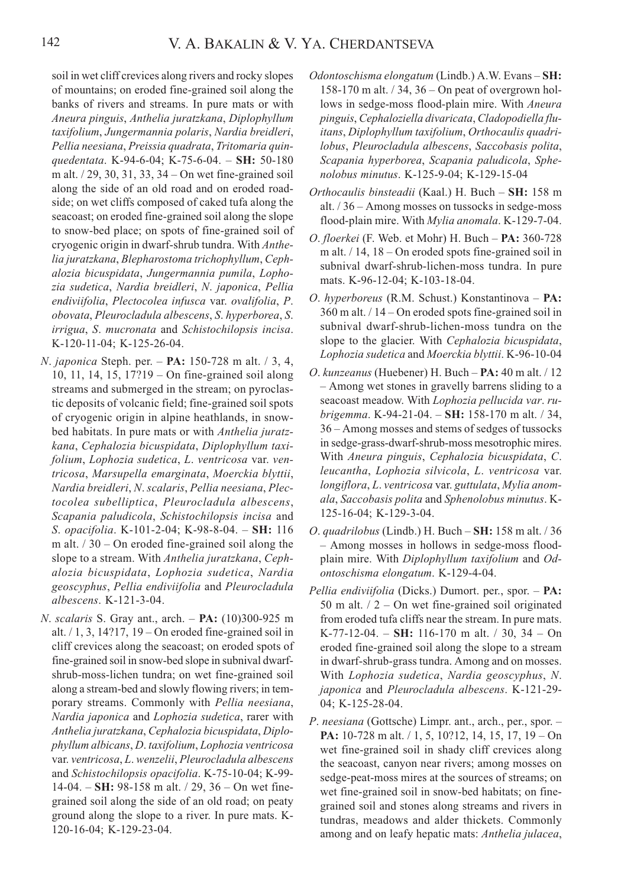soil in wet cliff crevices along rivers and rocky slopes of mountains; on eroded fine-grained soil along the banks of rivers and streams. In pure mats or with *Aneura pinguis*, *Anthelia juratzkana*, *Diplophyllum taxifolium*, *Jungermannia polaris*, *Nardia breidleri*, *Pellia neesiana*, *Preissia quadrata*, *Tritomaria quinquedentata*. K-94-6-04; K-75-6-04. – **SH:** 50-180 m alt. / 29, 30, 31, 33, 34 – On wet fine-grained soil along the side of an old road and on eroded roadside; on wet cliffs composed of caked tufa along the seacoast; on eroded fine-grained soil along the slope to snow-bed place; on spots of fine-grained soil of cryogenic origin in dwarf-shrub tundra. With *Anthelia juratzkana*, *Blepharostoma trichophyllum*, *Cephalozia bicuspidata*, *Jungermannia pumila*, *Lophozia sudetica*, *Nardia breidleri*, *N. japonica*, *Pellia endiviifolia*, *Plectocolea infusca* var. *ovalifolia*, *P. obovata*, *Pleurocladula albescens*, *S. hyperborea*, *S. irrigua*, *S. mucronata* and *Schistochilopsis incisa*. K-120-11-04; K-125-26-04.

*N. japonica* Steph. per. – **PA:** 150-728 m alt. / 3, 4, 10, 11, 14, 15, 17?19 – On fine-grained soil along streams and submerged in the stream; on pyroclastic deposits of volcanic field; fine-grained soil spots of cryogenic origin in alpine heathlands, in snow-bed habitats. In pure mats or with *Anthelia juratzkana*, *Cephalozia bicuspidata*, *Diplophyllum taxifolium*, *Lophozia sudetica*, *L. ventricosa* var. *ventricosa*, *Marsupella emarginata*, *Moerckia blyttii*, *Nardia breidleri*, *N. scalaris*, *Pellia neesiana*, *Plectocolea subelliptica*, *Pleurocladula albescens*, *Scapania paludicola*, *Schistochilopsis incisa* and *S. opacifolia*. K-101-2-04; K-98-8-04. – **SH:** 116 m alt. / 30 – On eroded fine-grained soil along the slope to a stream. With *Anthelia juratzkana*, *Cephalozia bicuspidata*, *Lophozia sudetica*, *Nardia geoscyphus*, *Pellia endiviifolia* and *Pleurocladula albescens*. K-121-3-04.

*N. scalaris* S. Gray ant., arch. – **PA:** (10)300-925 m alt. / 1, 3, 14?17, 19 – On eroded fine-grained soil in cliff crevices along the seacoast; on eroded spots of fine-grained soil in snow-bed slope in subnival dwarf-shrub-moss-lichen tundra; on wet fine-grained soil along a stream-bed and slowly flowing rivers; in temporary streams. Commonly with *Pellia neesiana*, *Nardia japonica* and *Lophozia sudetica*, rarer with *Anthelia juratzkana*, *Cephalozia bicuspidata*, *Diplophyllum albicans*, *D. taxifolium*, *Lophozia ventricosa* var. *ventricosa*, *L. wenzelii*, *Pleurocladula albescens* and *Schistochilopsis opacifolia*. K-75-10-04; K-99-14-04. – **SH:** 98-158 m alt. / 29, 36 – On wet fine-grained soil along the side of an old road; on peaty ground along the slope to a river. In pure mats. K-120-16-04; K-129-23-04.

*Odontoschisma elongatum* (Lindb.) A.W. Evans – **SH:** 158-170 m alt. / 34, 36 – On peat of overgrown hollows in sedge-moss flood-plain mire. With *Aneura pinguis*, *Cephaloziella divaricata*, *Cladopodiella fluitans*, *Diplophyllum taxifolium*, *Orthocaulis quadrilobus*, *Pleurocladula albescens*, *Saccobasis polita*, *Scapania hyperborea*, *Scapania paludicola*, *Sphenolobus minutus*. K-125-9-04; K-129-15-04

*Orthocaulis binsteadii* (Kaal.) H. Buch – **SH:** 158 m alt. / 36 – Among mosses on tussocks in sedge-moss flood-plain mire. With *Mylia anomala*. K-129-7-04.

*O. floerkei* (F. Web. et Mohr) H. Buch – **PA:** 360-728 m alt. / 14, 18 – On eroded spots fine-grained soil in subnival dwarf-shrub-lichen-moss tundra. In pure mats. K-96-12-04; K-103-18-04.

*O. hyperboreus* (R.M. Schust.) Konstantinova – **PA:** 360 m alt. / 14 – On eroded spots fine-grained soil in subnival dwarf-shrub-lichen-moss tundra on the slope to the glacier. With *Cephalozia bicuspidata*, *Lophozia sudetica* and *Moerckia blyttii*. K-96-10-04

*O. kunzeanus* (Huebener) H. Buch – **PA:** 40 m alt. / 12 – Among wet stones in gravelly barrens sliding to a seacoast meadow. With *Lophozia pellucida var*. *rubrigemma*. K-94-21-04. – **SH:** 158-170 m alt. / 34, 36 – Among mosses and stems of sedges of tussocks in sedge-grass-dwarf-shrub-moss mesotrophic mires. With *Aneura pinguis*, *Cephalozia bicuspidata*, *C. leucantha*, *Lophozia silvicola*, *L. ventricosa* var. *longiflora*, *L. ventricosa* var. *guttulata*, *Mylia anomala*, *Saccobasis polita* and *Sphenolobus minutus*. K-125-16-04; K-129-3-04.

*O. quadrilobus* (Lindb.) H. Buch – **SH:** 158 m alt. / 36 – Among mosses in hollows in sedge-moss flood-plain mire. With *Diplophyllum taxifolium* and *Odontoschisma elongatum*. K-129-4-04.

*Pellia endiviifolia* (Dicks.) Dumort. per., spor. – **PA:** 50 m alt. / 2 – On wet fine-grained soil originated from eroded tufa cliffs near the stream. In pure mats. K-77-12-04. – **SH:** 116-170 m alt. / 30, 34 – On eroded fine-grained soil along the slope to a stream in dwarf-shrub-grass tundra. Among and on mosses. With *Lophozia sudetica*, *Nardia geoscyphus*, *N. japonica* and *Pleurocladula albescens*. K-121-29-04; K-125-28-04.

*P. neesiana* (Gottsche) Limpr. ant., arch., per., spor. – **PA:** 10-728 m alt. / 1, 5, 10?12, 14, 15, 17, 19 – On wet fine-grained soil in shady cliff crevices along the seacoast, canyon near rivers; among mosses on sedge-peat-moss mires at the sources of streams; on wet fine-grained soil in snow-bed habitats; on fine-grained soil and stones along streams and rivers in tundras, meadows and alder thickets. Commonly among and on leafy hepatic mats: *Anthelia julacea*,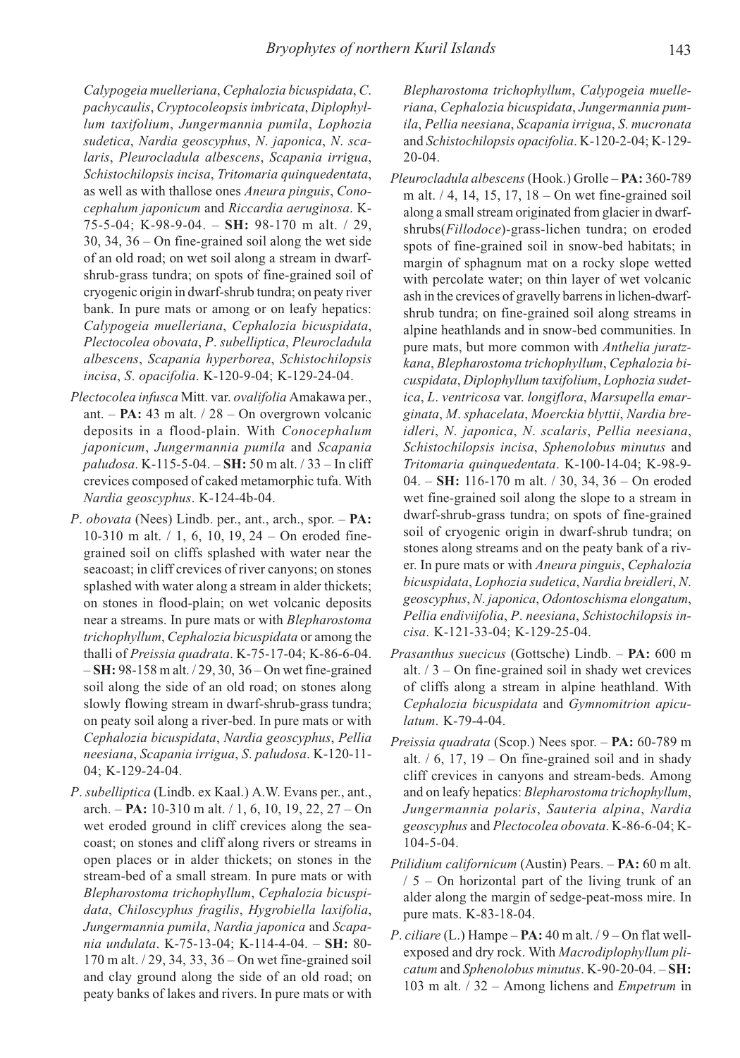*Calypogeia muelleriana*, *Cephalozia bicuspidata*, *C. pachycaulis*, *Cryptocoleopsis imbricata*, *Diplophyllum taxifolium*, *Jungermannia pumila*, *Lophozia sudetica*, *Nardia geoscyphus*, *N. japonica*, *N. scalaris*, *Pleurocladula albescens*, *Scapania irrigua*, *Schistochilopsis incisa*, *Tritomaria quinquedentata*, as well as with thallose ones *Aneura pinguis*, *Conocephalum japonicum* and *Riccardia aeruginosa*. K-75-5-04; K-98-9-04. – **SH:** 98-170 m alt. / 29, 30, 34, 36 – On fine-grained soil along the wet side of an old road; on wet soil along a stream in dwarf-shrub-grass tundra; on spots of fine-grained soil of cryogenic origin in dwarf-shrub tundra; on peaty river bank. In pure mats or among or on leafy hepatics: *Calypogeia muelleriana*, *Cephalozia bicuspidata*, *Plectocolea obovata*, *P. subelliptica*, *Pleurocladula albescens*, *Scapania hyperborea*, *Schistochilopsis incisa*, *S. opacifolia*. K-120-9-04; K-129-24-04.

*Plectocolea infusca* Mitt. var. *ovalifolia* Amakawa per., ant. – **PA:** 43 m alt. / 28 – On overgrown volcanic deposits in a flood-plain. With *Conocephalum japonicum*, *Jungermannia pumila* and *Scapania paludosa*. K-115-5-04. – **SH:** 50 m alt. / 33 – In cliff crevices composed of caked metamorphic tufa. With *Nardia geoscyphus*. K-124-4b-04.

*P. obovata* (Nees) Lindb. per., ant., arch., spor. – **PA:** 10-310 m alt. / 1, 6, 10, 19, 24 – On eroded fine-grained soil on cliffs splashed with water near the seacoast; in cliff crevices of river canyons; on stones splashed with water along a stream in alder thickets; on stones in flood-plain; on wet volcanic deposits near a streams. In pure mats or with *Blepharostoma trichophyllum*, *Cephalozia bicuspidata* or among the thalli of *Preissia quadrata*. K-75-17-04; K-86-6-04. – **SH:** 98-158 m alt. / 29, 30, 36 – On wet fine-grained soil along the side of an old road; on stones along slowly flowing stream in dwarf-shrub-grass tundra; on peaty soil along a river-bed. In pure mats or with *Cephalozia bicuspidata*, *Nardia geoscyphus*, *Pellia neesiana*, *Scapania irrigua*, *S. paludosa*. K-120-11-04; K-129-24-04.

*P. subelliptica* (Lindb. ex Kaal.) A.W. Evans per., ant., arch. – **PA:** 10-310 m alt. / 1, 6, 10, 19, 22, 27 – On wet eroded ground in cliff crevices along the seacoast; on stones and cliff along rivers or streams in open places or in alder thickets; on stones in the stream-bed of a small stream. In pure mats or with *Blepharostoma trichophyllum*, *Cephalozia bicuspidata*, *Chiloscyphus fragilis*, *Hygrobiella laxifolia*, *Jungermannia pumila*, *Nardia japonica* and *Scapania undulata*. K-75-13-04; K-114-4-04. – **SH:** 80-170 m alt. / 29, 34, 33, 36 – On wet fine-grained soil and clay ground along the side of an old road; on peaty banks of lakes and rivers. In pure mats or with *Blepharostoma trichophyllum*, *Calypogeia muelleriana*, *Cephalozia bicuspidata*, *Jungermannia pumila*, *Pellia neesiana*, *Scapania irrigua*, *S. mucronata* and *Schistochilopsis opacifolia*. K-120-2-04; K-129-20-04.

*Pleurocladula albescens* (Hook.) Grolle – **PA:** 360-789 m alt. / 4, 14, 15, 17, 18 – On wet fine-grained soil along a small stream originated from glacier in dwarf-shrubs(*Fillodoce*)-grass-lichen tundra; on eroded spots of fine-grained soil in snow-bed habitats; in margin of sphagnum mat on a rocky slope wetted with percolate water; on thin layer of wet volcanic ash in the crevices of gravelly barrens in lichen-dwarf-shrub tundra; on fine-grained soil along streams in alpine heathlands and in snow-bed communities. In pure mats, but more common with *Anthelia juratzkana*, *Blepharostoma trichophyllum*, *Cephalozia bicuspidata*, *Diplophyllum taxifolium*, *Lophozia sudetica*, *L. ventricosa* var. *longiflora*, *Marsupella emarginata*, *M. sphacelata*, *Moerckia blyttii*, *Nardia breidleri*, *N. japonica*, *N. scalaris*, *Pellia neesiana*, *Schistochilopsis incisa*, *Sphenolobus minutus* and *Tritomaria quinquedentata*. K-100-14-04; K-98-9-04. – **SH:** 116-170 m alt. / 30, 34, 36 – On eroded wet fine-grained soil along the slope to a stream in dwarf-shrub-grass tundra; on spots of fine-grained soil of cryogenic origin in dwarf-shrub tundra; on stones along streams and on the peaty bank of a river. In pure mats or with *Aneura pinguis*, *Cephalozia bicuspidata*, *Lophozia sudetica*, *Nardia breidleri*, *N. geoscyphus*, *N. japonica*, *Odontoschisma elongatum*, *Pellia endiviifolia*, *P. neesiana*, *Schistochilopsis incisa*. K-121-33-04; K-129-25-04.

*Prasanthus suecicus* (Gottsche) Lindb. – **PA:** 600 m alt. / 3 – On fine-grained soil in shady wet crevices of cliffs along a stream in alpine heathland. With *Cephalozia bicuspidata* and *Gymnomitrion apiculatum*. K-79-4-04.

*Preissia quadrata* (Scop.) Nees spor. – **PA:** 60-789 m alt. / 6, 17, 19 – On fine-grained soil and in shady cliff crevices in canyons and stream-beds. Among and on leafy hepatics: *Blepharostoma trichophyllum*, *Jungermannia polaris*, *Sauteria alpina*, *Nardia geoscyphus* and *Plectocolea obovata*. K-86-6-04; K-104-5-04.

*Ptilidium californicum* (Austin) Pears. – **PA:** 60 m alt. / 5 – On horizontal part of the living trunk of an alder along the margin of sedge-peat-moss mire. In pure mats. K-83-18-04.

*P. ciliare* (L.) Hampe – **PA:** 40 m alt. / 9 – On flat well-exposed and dry rock. With *Macrodiplophyllum plicatum* and *Sphenolobus minutus*. K-90-20-04. – **SH:** 103 m alt. / 32 – Among lichens and *Empetrum* in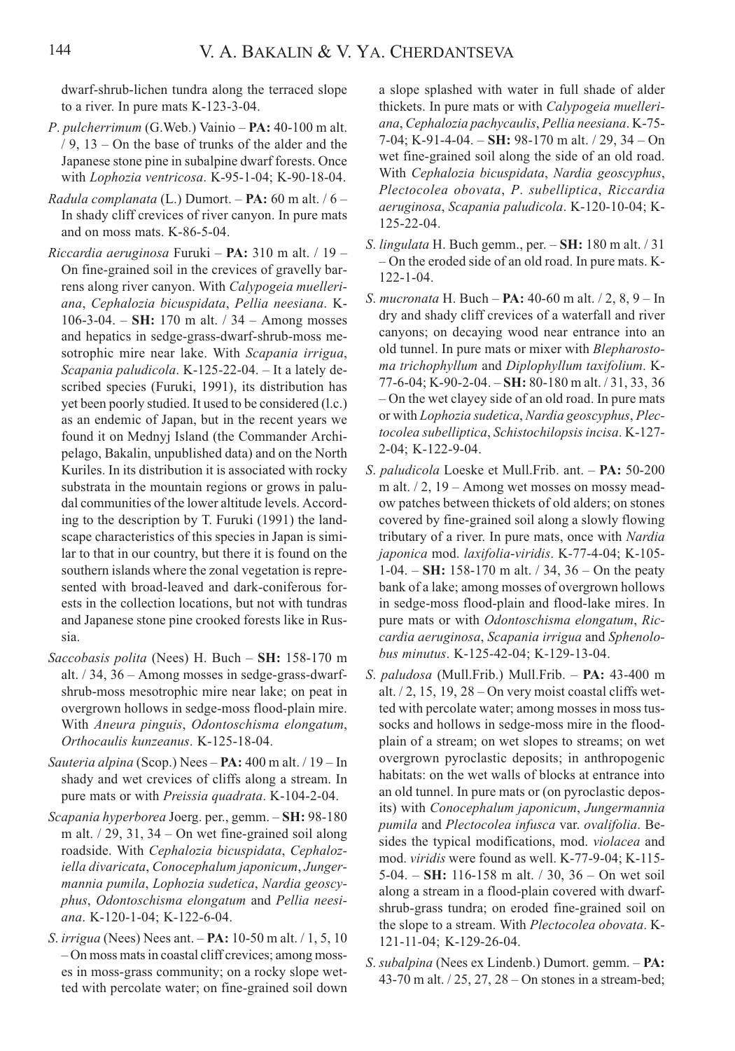dwarf-shrub-lichen tundra along the terraced slope to a river. In pure mats K-123-3-04.

*P. pulcherrimum* (G.Web.) Vainio – **PA:** 40-100 m alt. / 9, 13 – On the base of trunks of the alder and the Japanese stone pine in subalpine dwarf forests. Once with *Lophozia ventricosa*. K-95-1-04; K-90-18-04.

*Radula complanata* (L.) Dumort. – **PA:** 60 m alt. / 6 – In shady cliff crevices of river canyon. In pure mats and on moss mats. K-86-5-04.

*Riccardia aeruginosa* Furuki – **PA:** 310 m alt. / 19 – On fine-grained soil in the crevices of gravelly barrens along river canyon. With *Calypogeia muelleriana*, *Cephalozia bicuspidata*, *Pellia neesiana*. K-106-3-04. – **SH:** 170 m alt. / 34 – Among mosses and hepatics in sedge-grass-dwarf-shrub-moss mesotrophic mire near lake. With *Scapania irrigua*, *Scapania paludicola*. K-125-22-04. – It a lately described species (Furuki, 1991), its distribution has yet been poorly studied. It used to be considered (l.c.) as an endemic of Japan, but in the recent years we found it on Mednyj Island (the Commander Archipelago, Bakalin, unpublished data) and on the North Kuriles. In its distribution it is associated with rocky substrata in the mountain regions or grows in paludal communities of the lower altitude levels. According to the description by T. Furuki (1991) the landscape characteristics of this species in Japan is similar to that in our country, but there it is found on the southern islands where the zonal vegetation is represented with broad-leaved and dark-coniferous forests in the collection locations, but not with tundras and Japanese stone pine crooked forests like in Russia.

*Saccobasis polita* (Nees) H. Buch – **SH:** 158-170 m alt. / 34, 36 – Among mosses in sedge-grass-dwarf-shrub-moss mesotrophic mire near lake; on peat in overgrown hollows in sedge-moss flood-plain mire. With *Aneura pinguis*, *Odontoschisma elongatum*, *Orthocaulis kunzeanus*. K-125-18-04.

*Sauteria alpina* (Scop.) Nees – **PA:** 400 m alt. / 19 – In shady and wet crevices of cliffs along a stream. In pure mats or with *Preissia quadrata*. K-104-2-04.

*Scapania hyperborea* Joerg. per., gemm. – **SH:** 98-180 m alt. / 29, 31, 34 – On wet fine-grained soil along roadside. With *Cephalozia bicuspidata*, *Cephaloziella divaricata*, *Conocephalum japonicum*, *Jungermannia pumila*, *Lophozia sudetica*, *Nardia geoscyphus*, *Odontoschisma elongatum* and *Pellia neesiana*. K-120-1-04; K-122-6-04.

*S. irrigua* (Nees) Nees ant. – **PA:** 10-50 m alt. / 1, 5, 10 – On moss mats in coastal cliff crevices; among mosses in moss-grass community; on a rocky slope wetted with percolate water; on fine-grained soil down a slope splashed with water in full shade of alder thickets. In pure mats or with *Calypogeia muelleriana*, *Cephalozia pachycaulis*, *Pellia neesiana*. K-75-7-04; K-91-4-04. – **SH:** 98-170 m alt. / 29, 34 – On wet fine-grained soil along the side of an old road. With *Cephalozia bicuspidata*, *Nardia geoscyphus*, *Plectocolea obovata*, *P. subelliptica*, *Riccardia aeruginosa*, *Scapania paludicola*. K-120-10-04; K-125-22-04.

*S. lingulata* H. Buch gemm., per. – **SH:** 180 m alt. / 31 – On the eroded side of an old road. In pure mats. K-122-1-04.

*S. mucronata* H. Buch – **PA:** 40-60 m alt. / 2, 8, 9 – In dry and shady cliff crevices of a waterfall and river canyons; on decaying wood near entrance into an old tunnel. In pure mats or mixer with *Blepharostoma trichophyllum* and *Diplophyllum taxifolium*. K-77-6-04; K-90-2-04. – **SH:** 80-180 m alt. / 31, 33, 36 – On the wet clayey side of an old road. In pure mats or with *Lophozia sudetica*, *Nardia geoscyphus*, *Plectocolea subelliptica*, *Schistochilopsis incisa*. K-127-2-04; K-122-9-04.

*S. paludicola* Loeske et Mull.Frib. ant. – **PA:** 50-200 m alt. / 2, 19 – Among wet mosses on mossy meadow patches between thickets of old alders; on stones covered by fine-grained soil along a slowly flowing tributary of a river. In pure mats, once with *Nardia japonica* mod. *laxifolia-viridis*. K-77-4-04; K-105-1-04. – **SH:** 158-170 m alt. / 34, 36 – On the peaty bank of a lake; among mosses of overgrown hollows in sedge-moss flood-plain and flood-lake mires. In pure mats or with *Odontoschisma elongatum*, *Riccardia aeruginosa*, *Scapania irrigua* and *Sphenolobus minutus*. K-125-42-04; K-129-13-04.

*S. paludosa* (Mull.Frib.) Mull.Frib. – **PA:** 43-400 m alt. / 2, 15, 19, 28 – On very moist coastal cliffs wetted with percolate water; among mosses in moss tussocks and hollows in sedge-moss mire in the flood-plain of a stream; on wet slopes to streams; on wet overgrown pyroclastic deposits; in anthropogenic habitats: on the wet walls of blocks at entrance into an old tunnel. In pure mats or (on pyroclastic deposits) with *Conocephalum japonicum*, *Jungermannia pumila* and *Plectocolea infusca* var. *ovalifolia*. Besides the typical modifications, mod. *violacea* and mod. *viridis* were found as well. K-77-9-04; K-115-5-04. – **SH:** 116-158 m alt. / 30, 36 – On wet soil along a stream in a flood-plain covered with dwarf-shrub-grass tundra; on eroded fine-grained soil on the slope to a stream. With *Plectocolea obovata*. K-121-11-04; K-129-26-04.

*S. subalpina* (Nees ex Lindenb.) Dumort. gemm. – **PA:** 43-70 m alt. / 25, 27, 28 – On stones in a stream-bed;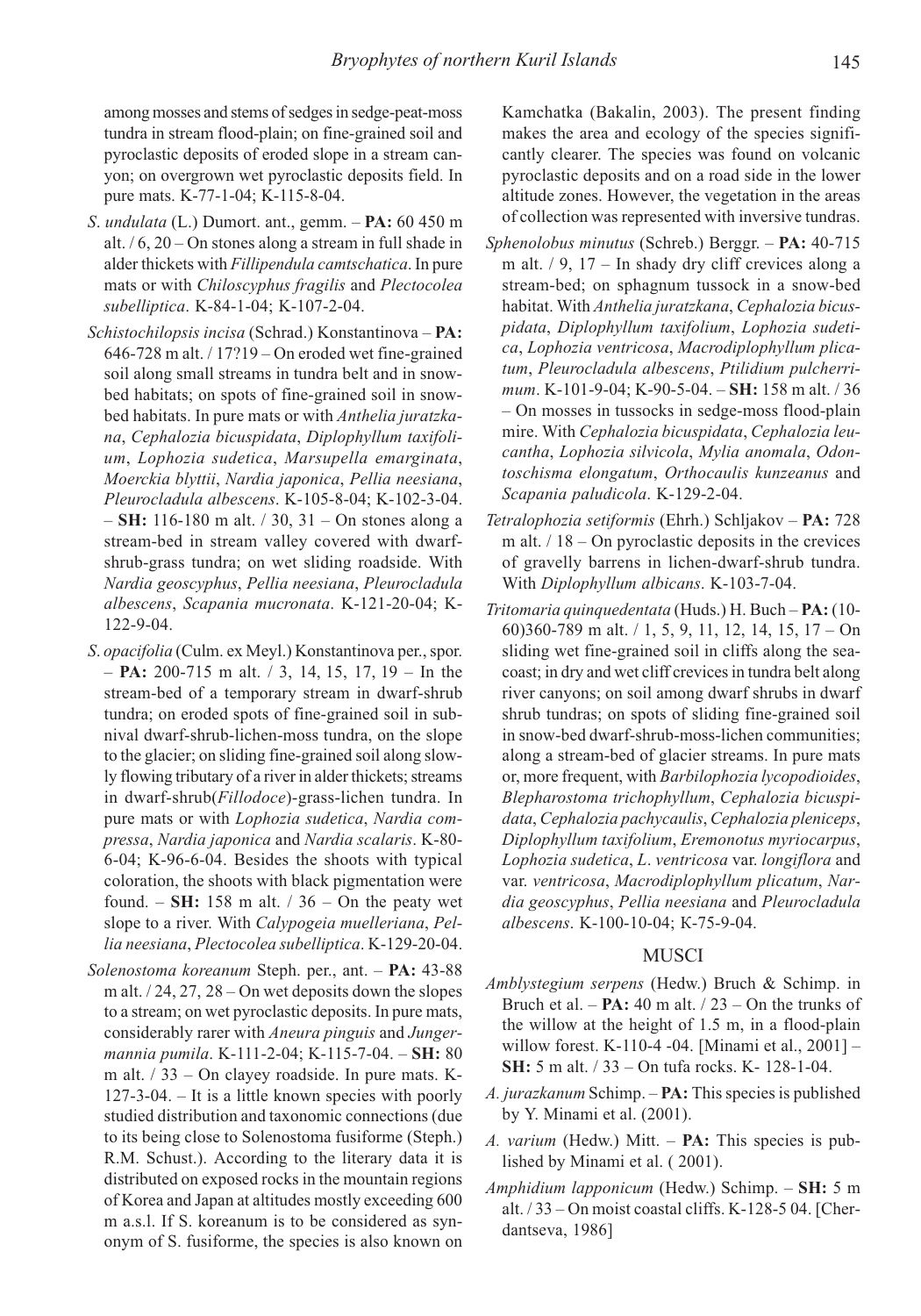among mosses and stems of sedges in sedge-peat-moss tundra in stream flood-plain; on fine-grained soil and pyroclastic deposits of eroded slope in a stream canyon; on overgrown wet pyroclastic deposits field. In pure mats. K-77-1-04; K-115-8-04.

*S. undulata* (L.) Dumort. ant., gemm. – **PA:** 60 450 m alt. / 6, 20 – On stones along a stream in full shade in alder thickets with *Fillipendula camtschatica*. In pure mats or with *Chiloscyphus fragilis* and *Plectocolea subelliptica*. K-84-1-04; K-107-2-04.

*Schistochilopsis incisa* (Schrad.) Konstantinova – **PA:** 646-728 m alt. / 17?19 – On eroded wet fine-grained soil along small streams in tundra belt and in snow-bed habitats; on spots of fine-grained soil in snow-bed habitats. In pure mats or with *Anthelia juratzkana*, *Cephalozia bicuspidata*, *Diplophyllum taxifolium*, *Lophozia sudetica*, *Marsupella emarginata*, *Moerckia blyttii*, *Nardia japonica*, *Pellia neesiana*, *Pleurocladula albescens*. K-105-8-04; K-102-3-04. – **SH:** 116-180 m alt. / 30, 31 – On stones along a stream-bed in stream valley covered with dwarf-shrub-grass tundra; on wet sliding roadside. With *Nardia geoscyphus*, *Pellia neesiana*, *Pleurocladula albescens*, *Scapania mucronata*. K-121-20-04; K-122-9-04.

*S. opacifolia* (Culm. ex Meyl.) Konstantinova per., spor. – **PA:** 200-715 m alt. / 3, 14, 15, 17, 19 – In the stream-bed of a temporary stream in dwarf-shrub tundra; on eroded spots of fine-grained soil in subnival dwarf-shrub-lichen-moss tundra, on the slope to the glacier; on sliding fine-grained soil along slowly flowing tributary of a river in alder thickets; streams in dwarf-shrub(*Fillodoce*)-grass-lichen tundra. In pure mats or with *Lophozia sudetica*, *Nardia compressa*, *Nardia japonica* and *Nardia scalaris*. K-80-6-04; K-96-6-04. Besides the shoots with typical coloration, the shoots with black pigmentation were found. – **SH:** 158 m alt. / 36 – On the peaty wet slope to a river. With *Calypogeia muelleriana*, *Pellia neesiana*, *Plectocolea subelliptica*. K-129-20-04.

*Solenostoma koreanum* Steph. per., ant. – **PA:** 43-88 m alt. / 24, 27, 28 – On wet deposits down the slopes to a stream; on wet pyroclastic deposits. In pure mats, considerably rarer with *Aneura pinguis* and *Jungermannia pumila*. K-111-2-04; K-115-7-04. – **SH:** 80 m alt. / 33 – On clayey roadside. In pure mats. K-127-3-04. – It is a little known species with poorly studied distribution and taxonomic connections (due to its being close to Solenostoma fusiforme (Steph.) R.M. Schust.). According to the literary data it is distributed on exposed rocks in the mountain regions of Korea and Japan at altitudes mostly exceeding 600 m a.s.l. If S. koreanum is to be considered as synonym of S. fusiforme, the species is also known on Kamchatka (Bakalin, 2003). The present finding makes the area and ecology of the species significantly clearer. The species was found on volcanic pyroclastic deposits and on a road side in the lower altitude zones. However, the vegetation in the areas of collection was represented with inversive tundras.

*Sphenolobus minutus* (Schreb.) Berggr. – **PA:** 40-715 m alt. / 9, 17 – In shady dry cliff crevices along a stream-bed; on sphagnum tussock in a snow-bed habitat. With *Anthelia juratzkana*, *Cephalozia bicuspidata*, *Diplophyllum taxifolium*, *Lophozia sudetica*, *Lophozia ventricosa*, *Macrodiplophyllum plicatum*, *Pleurocladula albescens*, *Ptilidium pulcherrimum*. K-101-9-04; K-90-5-04. – **SH:** 158 m alt. / 36 – On mosses in tussocks in sedge-moss flood-plain mire. With *Cephalozia bicuspidata*, *Cephalozia leucantha*, *Lophozia silvicola*, *Mylia anomala*, *Odontoschisma elongatum*, *Orthocaulis kunzeanus* and *Scapania paludicola*. K-129-2-04.

*Tetralophozia setiformis* (Ehrh.) Schljakov – **PA:** 728 m alt. / 18 – On pyroclastic deposits in the crevices of gravelly barrens in lichen-dwarf-shrub tundra. With *Diplophyllum albicans*. K-103-7-04.

*Tritomaria quinquedentata* (Huds.) H. Buch – **PA:** (10-60)360-789 m alt. / 1, 5, 9, 11, 12, 14, 15, 17 – On sliding wet fine-grained soil in cliffs along the sea-coast; in dry and wet cliff crevices in tundra belt along river canyons; on soil among dwarf shrubs in dwarf shrub tundras; on spots of sliding fine-grained soil in snow-bed dwarf-shrub-moss-lichen communities; along a stream-bed of glacier streams. In pure mats or, more frequent, with *Barbilophozia lycopodioides*, *Blepharostoma trichophyllum*, *Cephalozia bicuspidata*, *Cephalozia pachycaulis*, *Cephalozia pleniceps*, *Diplophyllum taxifolium*, *Eremonotus myriocarpus*, *Lophozia sudetica*, *L*. *ventricosa* var. *longiflora* and var. *ventricosa*, *Macrodiplophyllum plicatum*, *Nardia geoscyphus*, *Pellia neesiana* and *Pleurocladula albescens*. K-100-10-04; K-75-9-04.

## MUSCI

*Amblystegium serpens* (Hedw.) Bruch & Schimp. in Bruch et al. – **PA:** 40 m alt. / 23 – On the trunks of the willow at the height of 1.5 m, in a flood-plain willow forest. K-110-4 -04. [Minami et al., 2001] – **SH:** 5 m alt. / 33 – On tufa rocks. K- 128-1-04.

*A. jurazkanum* Schimp. – **PA:** This species is published by Y. Minami et al. (2001).

*A. varium* (Hedw.) Mitt. – **PA:** This species is published by Minami et al. ( 2001).

*Amphidium lapponicum* (Hedw.) Schimp. – **SH:** 5 m alt. / 33 – On moist coastal cliffs. K-128-5 04. [Cherdantseva, 1986]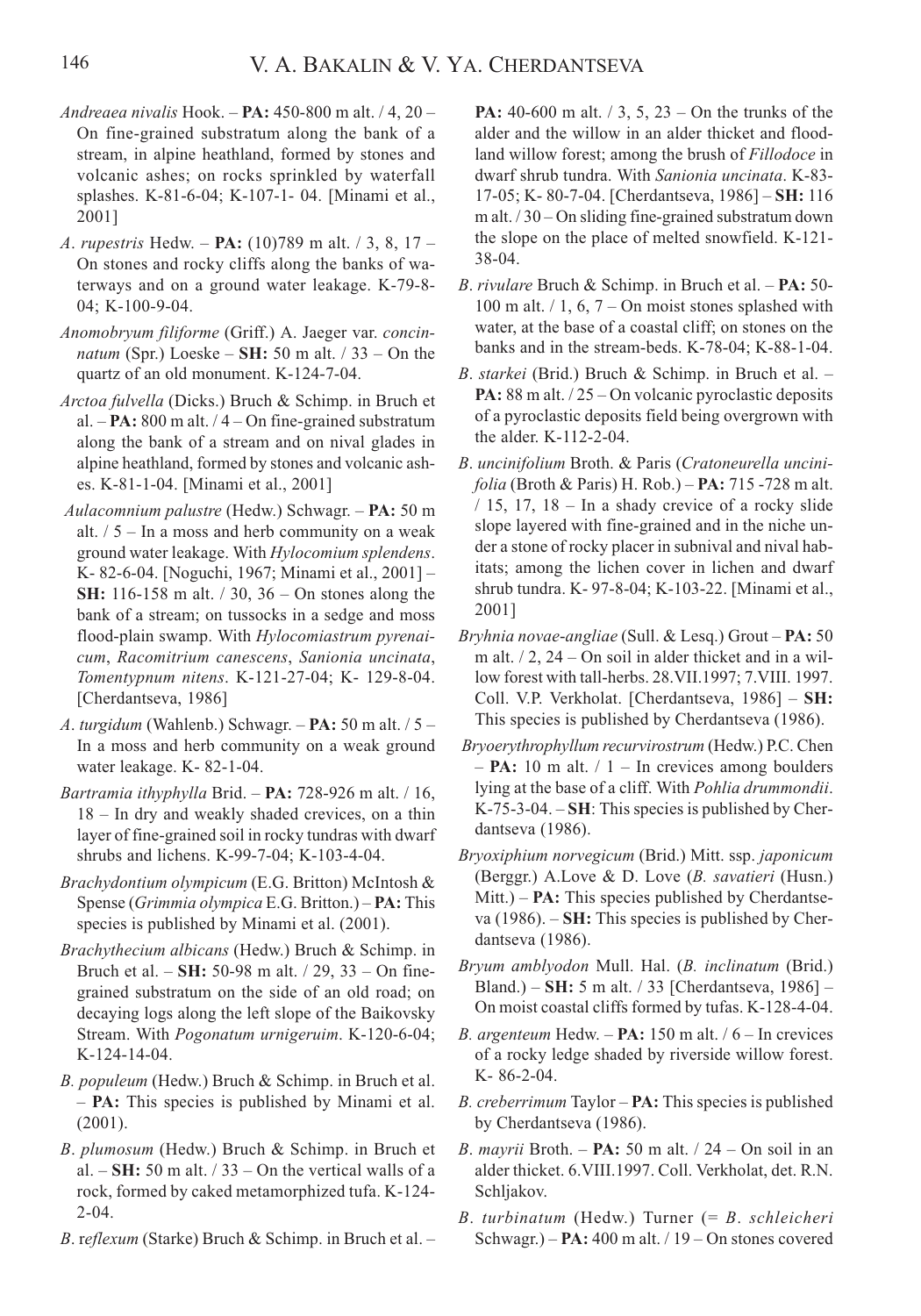*Andreaea nivalis* Hook. – **PA:** 450-800 m alt. / 4, 20 – On fine-grained substratum along the bank of a stream, in alpine heathland, formed by stones and volcanic ashes; on rocks sprinkled by waterfall splashes. K-81-6-04; K-107-1- 04. [Minami et al., 2001]

*A. rupestris* Hedw. – **PA:** (10)789 m alt. / 3, 8, 17 – On stones and rocky cliffs along the banks of waterways and on a ground water leakage. K-79-8-04; K-100-9-04.

*Anomobryum filiforme* (Griff.) A. Jaeger var. *concinnatum* (Spr.) Loeske – **SH:** 50 m alt. / 33 – On the quartz of an old monument. K-124-7-04.

*Arctoa fulvella* (Dicks.) Bruch & Schimp. in Bruch et al. – **PA:** 800 m alt. / 4 – On fine-grained substratum along the bank of a stream and on nival glades in alpine heathland, formed by stones and volcanic ashes. K-81-1-04. [Minami et al., 2001]

*Aulacomnium palustre* (Hedw.) Schwagr. – **PA:** 50 m alt. / 5 – In a moss and herb community on a weak ground water leakage. With *Hylocomium splendens*. K- 82-6-04. [Noguchi, 1967; Minami et al., 2001] – **SH:** 116-158 m alt. / 30, 36 – On stones along the bank of a stream; on tussocks in a sedge and moss flood-plain swamp. With *Hylocomiastrum pyrenaicum*, *Racomitrium canescens*, *Sanionia uncinata*, *Tomentypnum nitens*. K-121-27-04; K- 129-8-04. [Cherdantseva, 1986]

*A. turgidum* (Wahlenb.) Schwagr. – **PA:** 50 m alt. / 5 – In a moss and herb community on a weak ground water leakage. K- 82-1-04.

*Bartramia ithyphylla* Brid. – **PA:** 728-926 m alt. / 16, 18 – In dry and weakly shaded crevices, on a thin layer of fine-grained soil in rocky tundras with dwarf shrubs and lichens. K-99-7-04; K-103-4-04.

*Brachydontium olympicum* (E.G. Britton) McIntosh & Spense (*Grimmia olympica* E.G. Britton.) – **PA:** This species is published by Minami et al. (2001).

*Brachythecium albicans* (Hedw.) Bruch & Schimp. in Bruch et al. – **SH:** 50-98 m alt. / 29, 33 – On fine-grained substratum on the side of an old road; on decaying logs along the left slope of the Baikovsky Stream. With *Pogonatum urnigeruim*. K-120-6-04; K-124-14-04.

*B. populeum* (Hedw.) Bruch & Schimp. in Bruch et al. – **PA:** This species is published by Minami et al. (2001).

*B. plumosum* (Hedw.) Bruch & Schimp. in Bruch et al. – **SH:** 50 m alt. / 33 – On the vertical walls of a rock, formed by caked metamorphized tufa. K-124-2-04.

*B. reflexum* (Starke) Bruch & Schimp. in Bruch et al. – **PA:** 40-600 m alt. / 3, 5, 23 – On the trunks of the alder and the willow in an alder thicket and flood-land willow forest; among the brush of *Fillodoce* in dwarf shrub tundra. With *Sanionia uncinata*. K-83-17-05; K- 80-7-04. [Cherdantseva, 1986] – **SH:** 116 m alt. / 30 – On sliding fine-grained substratum down the slope on the place of melted snowfield. K-121-38-04.

*B. rivulare* Bruch & Schimp. in Bruch et al. – **PA:** 50-100 m alt. / 1, 6, 7 – On moist stones splashed with water, at the base of a coastal cliff; on stones on the banks and in the stream-beds. K-78-04; K-88-1-04.

*B. starkei* (Brid.) Bruch & Schimp. in Bruch et al. – **PA:** 88 m alt. / 25 – On volcanic pyroclastic deposits of a pyroclastic deposits field being overgrown with the alder. K-112-2-04.

*B. uncinifolium* Broth. & Paris (*Cratoneurella uncinifolia* (Broth & Paris) H. Rob.) – **PA:** 715 -728 m alt. / 15, 17, 18 – In a shady crevice of a rocky slide slope layered with fine-grained and in the niche under a stone of rocky placer in subnival and nival habitats; among the lichen cover in lichen and dwarf shrub tundra. K- 97-8-04; K-103-22. [Minami et al., 2001]

*Bryhnia novae-angliae* (Sull. & Lesq.) Grout – **PA:** 50 m alt. / 2, 24 – On soil in alder thicket and in a willow forest with tall-herbs. 28.VII.1997; 7.VIII. 1997. Coll. V.P. Verkholat. [Cherdantseva, 1986] – **SH:** This species is published by Cherdantseva (1986).

*Bryoerythrophyllum recurvirostrum* (Hedw.) P.C. Chen – **PA:** 10 m alt. / 1 – In crevices among boulders lying at the base of a cliff. With *Pohlia drummondii*. K-75-3-04. – **SH**: This species is published by Cherdantseva (1986).

*Bryoxiphium norvegicum* (Brid.) Mitt. ssp. *japonicum* (Berggr.) A.Love & D. Love (*B. savatieri* (Husn.) Mitt.) – **PA:** This species published by Cherdantseva (1986). – **SH:** This species is published by Cherdantseva (1986).

*Bryum amblyodon* Mull. Hal. (*B. inclinatum* (Brid.) Bland.) – **SH:** 5 m alt. / 33 [Cherdantseva, 1986] – On moist coastal cliffs formed by tufas. K-128-4-04.

*B. argenteum* Hedw. – **PA:** 150 m alt. / 6 – In crevices of a rocky ledge shaded by riverside willow forest. K- 86-2-04.

*B. creberrimum* Taylor – **PA:** This species is published by Cherdantseva (1986).

*B. mayrii* Broth. – **PA:** 50 m alt. / 24 – On soil in an alder thicket. 6.VIII.1997. Coll. Verkholat, det. R.N. Schljakov.

*B. turbinatum* (Hedw.) Turner (= *B. schleicheri* Schwagr.) – **PA:** 400 m alt. / 19 – On stones covered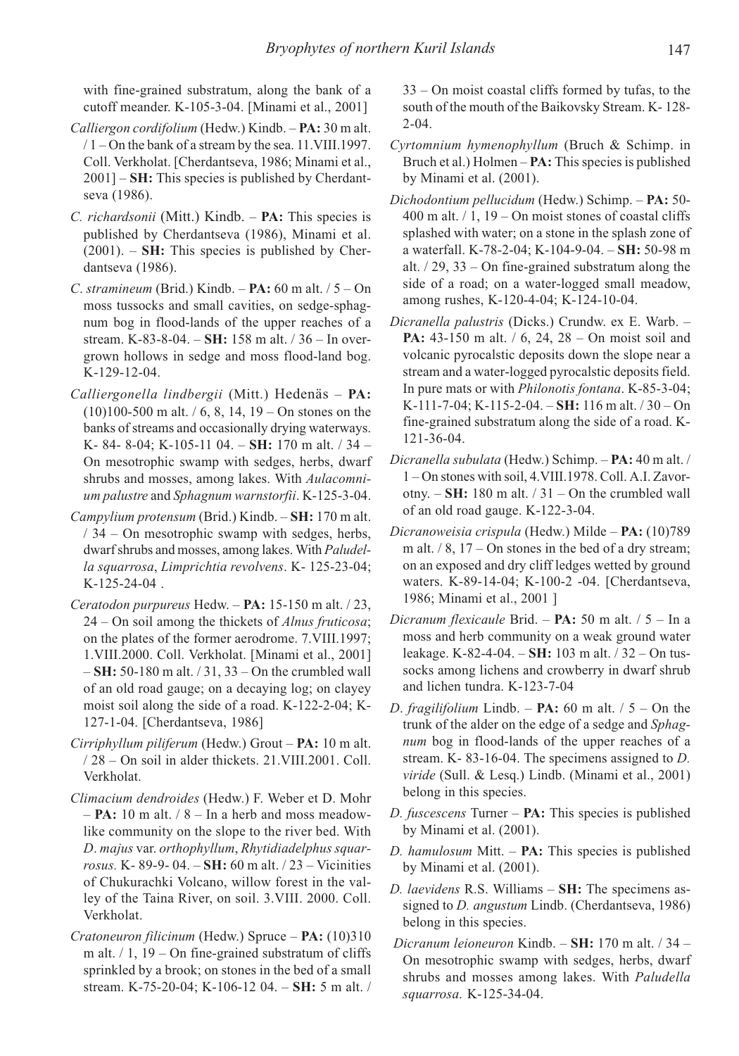with fine-grained substratum, along the bank of a cutoff meander. K-105-3-04. [Minami et al., 2001]

*Calliergon cordifolium* (Hedw.) Kindb. – **PA:** 30 m alt. / 1 – On the bank of a stream by the sea. 11.VIII.1997. Coll. Verkholat. [Cherdantseva, 1986; Minami et al., 2001] – **SH:** This species is published by Cherdantseva (1986).

*C. richardsonii* (Mitt.) Kindb. – **PA:** This species is published by Cherdantseva (1986), Minami et al. (2001). – **SH:** This species is published by Cherdantseva (1986).

*C. stramineum* (Brid.) Kindb. – **PA:** 60 m alt. / 5 – On moss tussocks and small cavities, on sedge-sphagnum bog in flood-lands of the upper reaches of a stream. K-83-8-04. – **SH:** 158 m alt. / 36 – In overgrown hollows in sedge and moss flood-land bog. K-129-12-04.

*Calliergonella lindbergii* (Mitt.) Hedenäs – **PA:** (10)100-500 m alt. / 6, 8, 14, 19 – On stones on the banks of streams and occasionally drying waterways. K- 84- 8-04; K-105-11 04. – **SH:** 170 m alt. / 34 – On mesotrophic swamp with sedges, herbs, dwarf shrubs and mosses, among lakes. With *Aulacomnium palustre* and *Sphagnum warnstorfii*. K-125-3-04.

*Campylium protensum* (Brid.) Kindb. – **SH:** 170 m alt. / 34 – On mesotrophic swamp with sedges, herbs, dwarf shrubs and mosses, among lakes. With *Paludella squarrosa*, *Limprichtia revolvens*. K- 125-23-04; K-125-24-04 .

*Ceratodon purpureus* Hedw. – **PA:** 15-150 m alt. / 23, 24 – On soil among the thickets of *Alnus fruticosa*; on the plates of the former aerodrome. 7.VIII.1997; 1.VIII.2000. Coll. Verkholat. [Minami et al., 2001] – **SH:** 50-180 m alt. / 31, 33 – On the crumbled wall of an old road gauge; on a decaying log; on clayey moist soil along the side of a road. K-122-2-04; K-127-1-04. [Cherdantseva, 1986]

*Cirriphyllum piliferum* (Hedw.) Grout – **PA:** 10 m alt. / 28 – On soil in alder thickets. 21.VIII.2001. Coll. Verkholat.

*Climacium dendroides* (Hedw.) F. Weber et D. Mohr – **PA:** 10 m alt. / 8 – In a herb and moss meadow-like community on the slope to the river bed. With *D*. *majus* var. *orthophyllum*, *Rhytidiadelphus squarrosus.* K- 89-9- 04. – **SH:** 60 m alt. / 23 – Vicinities of Chukurachki Volcano, willow forest in the valley of the Taina River, on soil. 3.VIII. 2000. Coll. Verkholat.

*Cratoneuron filicinum* (Hedw.) Spruce – **PA:** (10)310 m alt. / 1, 19 – On fine-grained substratum of cliffs sprinkled by a brook; on stones in the bed of a small stream. K-75-20-04; K-106-12 04. – **SH:** 5 m alt. / 33 – On moist coastal cliffs formed by tufas, to the south of the mouth of the Baikovsky Stream. K- 128-2-04.

*Cyrtomnium hymenophyllum* (Bruch & Schimp. in Bruch et al.) Holmen – **PA:** This species is published by Minami et al. (2001).

*Dichodontium pellucidum* (Hedw.) Schimp. – **PA:** 50-400 m alt. / 1, 19 – On moist stones of coastal cliffs splashed with water; on a stone in the splash zone of a waterfall. K-78-2-04; K-104-9-04. – **SH:** 50-98 m alt. / 29, 33 – On fine-grained substratum along the side of a road; on a water-logged small meadow, among rushes, K-120-4-04; K-124-10-04.

*Dicranella palustris* (Dicks.) Crundw. ex E. Warb. – **PA:** 43-150 m alt. / 6, 24, 28 – On moist soil and volcanic pyrocalstic deposits down the slope near a stream and a water-logged pyrocalstic deposits field. In pure mats or with *Philonotis fontana*. K-85-3-04; K-111-7-04; K-115-2-04. – **SH:** 116 m alt. / 30 – On fine-grained substratum along the side of a road. K-121-36-04.

*Dicranella subulata* (Hedw.) Schimp. – **PA:** 40 m alt. / 1 – On stones with soil, 4.VIII.1978. Coll. A.I. Zavorotny. – **SH:** 180 m alt. / 31 – On the crumbled wall of an old road gauge. K-122-3-04.

*Dicranoweisia crispula* (Hedw.) Milde – **PA:** (10)789 m alt. / 8, 17 – On stones in the bed of a dry stream; on an exposed and dry cliff ledges wetted by ground waters. K-89-14-04; K-100-2 -04. [Cherdantseva, 1986; Minami et al., 2001 ]

*Dicranum flexicaule* Brid. – **PA:** 50 m alt. / 5 – In a moss and herb community on a weak ground water leakage. K-82-4-04. – **SH:** 103 m alt. / 32 – On tussocks among lichens and crowberry in dwarf shrub and lichen tundra. K-123-7-04

*D*. *fragilifolium* Lindb. – **PA:** 60 m alt. / 5 – On the trunk of the alder on the edge of a sedge and *Sphagnum* bog in flood-lands of the upper reaches of a stream. K- 83-16-04. The specimens assigned to *D. viride* (Sull. & Lesq.) Lindb. (Minami et al., 2001) belong in this species.

*D. fuscescens* Turner – **PA:** This species is published by Minami et al. (2001).

*D. hamulosum* Mitt. – **PA:** This species is published by Minami et al. (2001).

*D. laevidens* R.S. Williams – **SH:** The specimens assigned to *D. angustum* Lindb. (Cherdantseva, 1986) belong in this species.

*Dicranum leioneuron* Kindb. – **SH:** 170 m alt. / 34 – On mesotrophic swamp with sedges, herbs, dwarf shrubs and mosses among lakes. With *Paludella squarrosa*. K-125-34-04.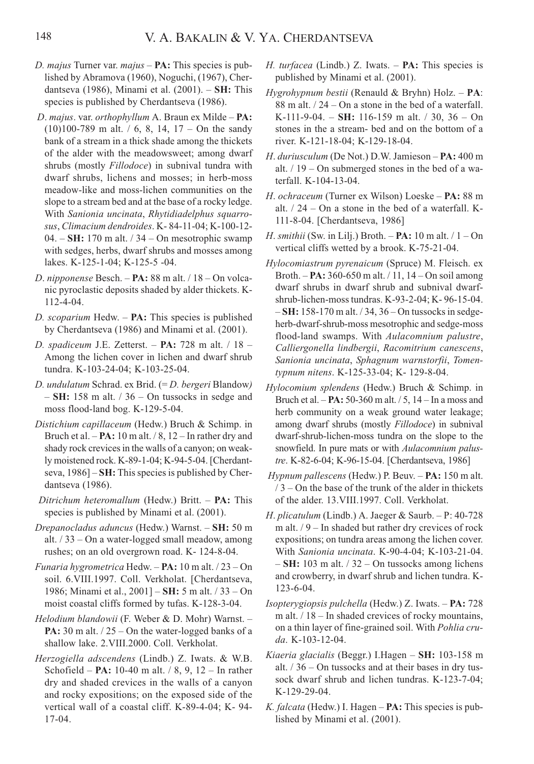*D. majus* Turner var. *majus* – **PA:** This species is published by Abramova (1960), Noguchi, (1967), Cherdantseva (1986), Minami et al. (2001). – **SH:** This species is published by Cherdantseva (1986).

*D*. *majus*. var. *orthophyllum* A. Braun ex Milde – **PA:** (10)100-789 m alt. / 6, 8, 14, 17 – On the sandy bank of a stream in a thick shade among the thickets of the alder with the meadowsweet; among dwarf shrubs (mostly *Fillodoce*) in subnival tundra with dwarf shrubs, lichens and mosses; in herb-moss meadow-like and moss-lichen communities on the slope to a stream bed and at the base of a rocky ledge. With *Sanionia uncinata*, *Rhytidiadelphus squarrosus*, *Climacium dendroides*. K- 84-11-04; K-100-12-04. – **SH:** 170 m alt. / 34 – On mesotrophic swamp with sedges, herbs, dwarf shrubs and mosses among lakes. K-125-1-04; K-125-5 -04.

*D*. *nipponense* Besch. – **PA:** 88 m alt. / 18 – On volcanic pyroclastic deposits shaded by alder thickets. K-112-4-04.

*D. scoparium* Hedw. – **PA:** This species is published by Cherdantseva (1986) and Minami et al. (2001).

*D. spadiceum* J.E. Zetterst. – **PA:** 728 m alt. / 18 – Among the lichen cover in lichen and dwarf shrub tundra. K-103-24-04; K-103-25-04.

*D. undulatum* Schrad. ex Brid. (= *D. bergeri* Blandow*)* – **SH:** 158 m alt. / 36 – On tussocks in sedge and moss flood-land bog. K-129-5-04.

*Distichium capillaceum* (Hedw.) Bruch & Schimp. in Bruch et al. – **PA:** 10 m alt. / 8, 12 – In rather dry and shady rock crevices in the walls of a canyon; on weakly moistened rock. K-89-1-04; K-94-5-04. [Cherdantseva, 1986] – **SH:** This species is published by Cherdantseva (1986).

*Ditrichum heteromallum* (Hedw.) Britt. – **PA:** This species is published by Minami et al. (2001).

*Drepanocladus aduncus* (Hedw.) Warnst. – **SH:** 50 m alt. / 33 – On a water-logged small meadow, among rushes; on an old overgrown road. K- 124-8-04.

*Funaria hygrometrica* Hedw. – **PA:** 10 m alt. / 23 – On soil. 6.VIII.1997. Coll. Verkholat. [Cherdantseva, 1986; Minami et al., 2001] – **SH:** 5 m alt. / 33 – On moist coastal cliffs formed by tufas. K-128-3-04.

*Helodium blandowii* (F. Weber & D. Mohr) Warnst. – **PA:** 30 m alt. / 25 – On the water-logged banks of a shallow lake. 2.VIII.2000. Coll. Verkholat.

*Herzogiella adscendens* (Lindb.) Z. Iwats. & W.B. Schofield – **PA:** 10-40 m alt. / 8, 9, 12 – In rather dry and shaded crevices in the walls of a canyon and rocky expositions; on the exposed side of the vertical wall of a coastal cliff. K-89-4-04; K- 94-17-04.

*H. turfacea* (Lindb.) Z. Iwats. – **PA:** This species is published by Minami et al. (2001).

*Hygrohypnum bestii* (Renauld & Bryhn) Holz. – **PA**: 88 m alt. / 24 – On a stone in the bed of a waterfall. K-111-9-04. – **SH:** 116-159 m alt. / 30, 36 – On stones in the a stream- bed and on the bottom of a river. K-121-18-04; K-129-18-04.

*H*. *duriusculum* (De Not.) D.W. Jamieson – **PA:** 400 m alt. / 19 – On submerged stones in the bed of a waterfall. K-104-13-04.

*H*. *ochraceum* (Turner ex Wilson) Loeske – **PA:** 88 m alt. / 24 – On a stone in the bed of a waterfall. K-111-8-04. [Cherdantseva, 1986]

*H*. *smithii* (Sw. in Lilj.) Broth. – **PA:** 10 m alt. / 1 – On vertical cliffs wetted by a brook. K-75-21-04.

*Hylocomiastrum pyrenaicum* (Spruce) M. Fleisch. ex Broth. – **PA:** 360-650 m alt. / 11, 14 – On soil among dwarf shrubs in dwarf shrub and subnival dwarf-shrub-lichen-moss tundras. K-93-2-04; K- 96-15-04. – **SH:** 158-170 m alt. / 34, 36 – On tussocks in sedge-herb-dwarf-shrub-moss mesotrophic and sedge-moss flood-land swamps. With *Aulacomnium palustre*, *Calliergonella lindbergii*, *Racomitrium canescens*, *Sanionia uncinata*, *Sphagnum warnstorfii*, *Tomentypnum nitens*. K-125-33-04; K- 129-8-04.

*Hylocomium splendens* (Hedw.) Bruch & Schimp. in Bruch et al. – **PA:** 50-360 m alt. / 5, 14 – In a moss and herb community on a weak ground water leakage; among dwarf shrubs (mostly *Fillodoce*) in subnival dwarf-shrub-lichen-moss tundra on the slope to the snowfield. In pure mats or with *Aulacomnium palustre*. K-82-6-04; K-96-15-04. [Cherdantseva, 1986]

*Hypnum pallescens* (Hedw.) P. Beuv. – **PA:** 150 m alt. / 3 – On the base of the trunk of the alder in thickets of the alder. 13.VIII.1997. Coll. Verkholat.

*H*. *plicatulum* (Lindb.) A. Jaeger & Saurb. – P: 40-728 m alt. / 9 – In shaded but rather dry crevices of rock expositions; on tundra areas among the lichen cover. With *Sanionia uncinata*. K-90-4-04; K-103-21-04. – **SH:** 103 m alt. / 32 – On tussocks among lichens and crowberry, in dwarf shrub and lichen tundra. K-123-6-04.

*Isopterygiopsis pulchella* (Hedw.) Z. Iwats. – **PA:** 728 m alt. / 18 – In shaded crevices of rocky mountains, on a thin layer of fine-grained soil. With *Pohlia cruda*. K-103-12-04.

*Kiaeria glacialis* (Beggr.) I.Hagen – **SH:** 103-158 m alt. / 36 – On tussocks and at their bases in dry tussock dwarf shrub and lichen tundras. K-123-7-04; K-129-29-04.

*K. falcata* (Hedw.) I. Hagen – **PA:** This species is published by Minami et al. (2001).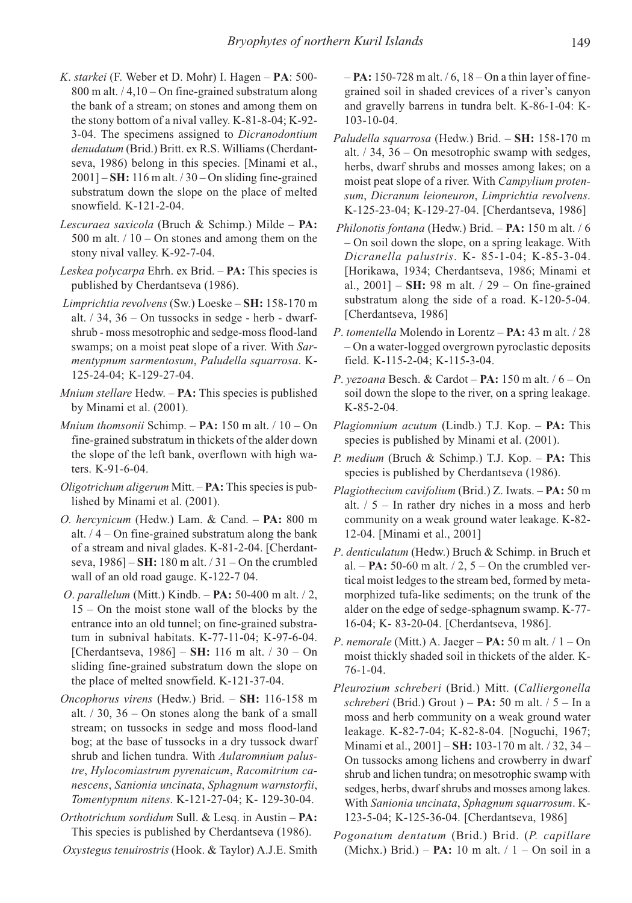*K. starkei* (F. Weber et D. Mohr) I. Hagen – **PA**: 500-800 m alt. / 4,10 – On fine-grained substratum along the bank of a stream; on stones and among them on the stony bottom of a nival valley. K-81-8-04; K-92-3-04. The specimens assigned to *Dicranodontium denudatum* (Brid.) Britt. ex R.S. Williams (Cherdantseva, 1986) belong in this species. [Minami et al., 2001] – **SH:** 116 m alt. / 30 – On sliding fine-grained substratum down the slope on the place of melted snowfield. K-121-2-04.

*Lescuraea saxicola* (Bruch & Schimp.) Milde – **PA:** 500 m alt. / 10 – On stones and among them on the stony nival valley. K-92-7-04.

*Leskea polycarpa* Ehrh. ex Brid. – **PA:** This species is published by Cherdantseva (1986).

*Limprichtia revolvens* (Sw.) Loeske – **SH:** 158-170 m alt. / 34, 36 – On tussocks in sedge - herb - dwarf-shrub - moss mesotrophic and sedge-moss flood-land swamps; on a moist peat slope of a river. With *Sarmentypnum sarmentosum*, *Paludella squarrosa*. K-125-24-04; K-129-27-04.

*Mnium stellare* Hedw. – **PA:** This species is published by Minami et al. (2001).

*Mnium thomsonii* Schimp. – **PA:** 150 m alt. / 10 – On fine-grained substratum in thickets of the alder down the slope of the left bank, overflown with high waters. K-91-6-04.

*Oligotrichum aligerum* Mitt. – **PA:** This species is published by Minami et al. (2001).

*O. hercynicum* (Hedw.) Lam. & Cand. – **PA:** 800 m alt. / 4 – On fine-grained substratum along the bank of a stream and nival glades. K-81-2-04. [Cherdantseva, 1986] – **SH:** 180 m alt. / 31 – On the crumbled wall of an old road gauge. K-122-7 04.

*O. parallelum* (Mitt.) Kindb. – **PA:** 50-400 m alt. / 2, 15 – On the moist stone wall of the blocks by the entrance into an old tunnel; on fine-grained substratum in subnival habitats. K-77-11-04; K-97-6-04. [Cherdantseva, 1986] – **SH:** 116 m alt. / 30 – On sliding fine-grained substratum down the slope on the place of melted snowfield. K-121-37-04.

*Oncophorus virens* (Hedw.) Brid. – **SH:** 116-158 m alt. / 30, 36 – On stones along the bank of a small stream; on tussocks in sedge and moss flood-land bog; at the base of tussocks in a dry tussock dwarf shrub and lichen tundra. With *Aularomnium palustre*, *Hylocomiastrum pyrenaicum*, *Racomitrium canescens*, *Sanionia uncinata*, *Sphagnum warnstorfii*, *Tomentypnum nitens*. K-121-27-04; K- 129-30-04.

*Orthotrichum sordidum* Sull. & Lesq. in Austin – **PA:** This species is published by Cherdantseva (1986).

*Oxystegus tenuirostris* (Hook. & Taylor) A.J.E. Smith – **PA:** 150-728 m alt. / 6, 18 – On a thin layer of fine-grained soil in shaded crevices of a river's canyon and gravelly barrens in tundra belt. K-86-1-04: K-103-10-04.

*Paludella squarrosa* (Hedw.) Brid. – **SH:** 158-170 m alt. / 34, 36 – On mesotrophic swamp with sedges, herbs, dwarf shrubs and mosses among lakes; on a moist peat slope of a river. With *Campylium protensum*, *Dicranum leioneuron*, *Limprichtia revolvens*. K-125-23-04; K-129-27-04. [Cherdantseva, 1986]

*Philonotis fontana* (Hedw.) Brid. – **PA:** 150 m alt. / 6 – On soil down the slope, on a spring leakage. With *Dicranella palustris*. K- 85-1-04; K-85-3-04. [Horikawa, 1934; Cherdantseva, 1986; Minami et al., 2001] – **SH:** 98 m alt. / 29 – On fine-grained substratum along the side of a road. K-120-5-04. [Cherdantseva, 1986]

*P. tomentella* Molendo in Lorentz – **PA:** 43 m alt. / 28 – On a water-logged overgrown pyroclastic deposits field. K-115-2-04; K-115-3-04.

*P. yezoana* Besch. & Cardot – **PA:** 150 m alt. / 6 – On soil down the slope to the river, on a spring leakage. K-85-2-04.

*Plagiomnium acutum* (Lindb.) T.J. Kop. – **PA:** This species is published by Minami et al. (2001).

*P. medium* (Bruch & Schimp.) T.J. Kop. – **PA:** This species is published by Cherdantseva (1986).

*Plagiothecium cavifolium* (Brid.) Z. Iwats. – **PA:** 50 m alt. / 5 – In rather dry niches in a moss and herb community on a weak ground water leakage. K-82-12-04. [Minami et al., 2001]

*P. denticulatum* (Hedw.) Bruch & Schimp. in Bruch et al. – **PA:** 50-60 m alt. / 2, 5 – On the crumbled vertical moist ledges to the stream bed, formed by metamorphized tufa-like sediments; on the trunk of the alder on the edge of sedge-sphagnum swamp. K-77-16-04; K- 83-20-04. [Cherdantseva, 1986].

*P. nemorale* (Mitt.) A. Jaeger – **PA:** 50 m alt. / 1 – On moist thickly shaded soil in thickets of the alder. K-76-1-04.

*Pleurozium schreberi* (Brid.) Mitt. (*Calliergonella schreberi* (Brid.) Grout ) – **PA:** 50 m alt. / 5 – In a moss and herb community on a weak ground water leakage. K-82-7-04; K-82-8-04. [Noguchi, 1967; Minami et al., 2001] – **SH:** 103-170 m alt. / 32, 34 – On tussocks among lichens and crowberry in dwarf shrub and lichen tundra; on mesotrophic swamp with sedges, herbs, dwarf shrubs and mosses among lakes. With *Sanionia uncinata*, *Sphagnum squarrosum*. K-123-5-04; K-125-36-04. [Cherdantseva, 1986]

*Pogonatum dentatum* (Brid.) Brid. (*P. capillare* (Michx.) Brid.) – **PA:** 10 m alt. / 1 – On soil in a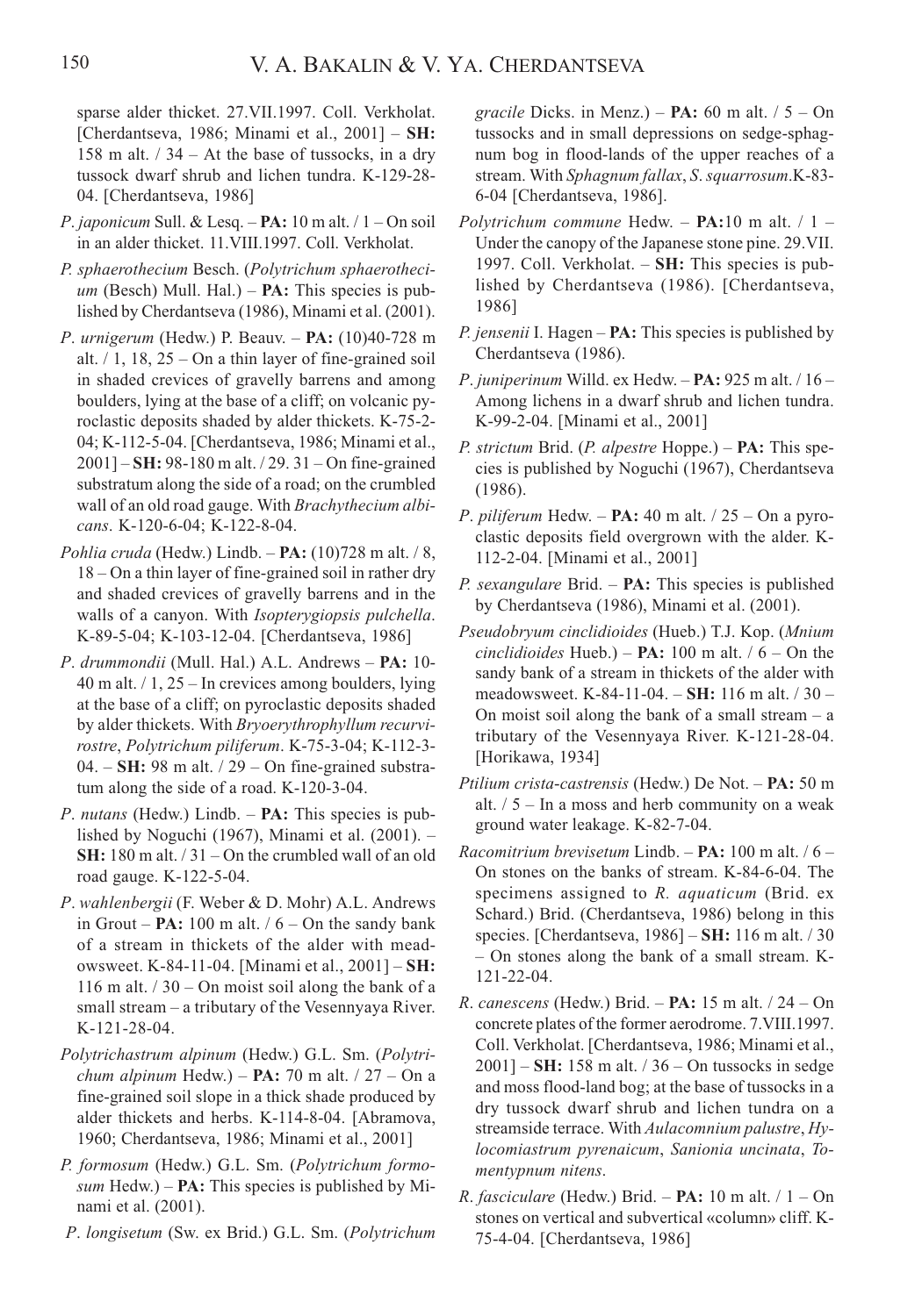sparse alder thicket. 27.VII.1997. Coll. Verkholat. [Cherdantseva, 1986; Minami et al., 2001] – **SH:** 158 m alt. / 34 – At the base of tussocks, in a dry tussock dwarf shrub and lichen tundra. K-129-28-04. [Cherdantseva, 1986]

*P. japonicum* Sull. & Lesq. – **PA:** 10 m alt. / 1 – On soil in an alder thicket. 11.VIII.1997. Coll. Verkholat.

*P. sphaerothecium* Besch. (*Polytrichum sphaerothecium* (Besch) Mull. Hal.) – **PA:** This species is published by Cherdantseva (1986), Minami et al. (2001).

*P. urnigerum* (Hedw.) P. Beauv. – **PA:** (10)40-728 m alt. / 1, 18, 25 – On a thin layer of fine-grained soil in shaded crevices of gravelly barrens and among boulders, lying at the base of a cliff; on volcanic pyroclastic deposits shaded by alder thickets. K-75-2-04; K-112-5-04. [Cherdantseva, 1986; Minami et al., 2001] – **SH:** 98-180 m alt. / 29. 31 – On fine-grained substratum along the side of a road; on the crumbled wall of an old road gauge. With *Brachythecium albicans*. K-120-6-04; K-122-8-04.

*Pohlia cruda* (Hedw.) Lindb. – **PA:** (10)728 m alt. / 8, 18 – On a thin layer of fine-grained soil in rather dry and shaded crevices of gravelly barrens and in the walls of a canyon. With *Isopterygiopsis pulchella*. K-89-5-04; K-103-12-04. [Cherdantseva, 1986]

*P. drummondii* (Mull. Hal.) A.L. Andrews – **PA:** 10-40 m alt. / 1, 25 – In crevices among boulders, lying at the base of a cliff; on pyroclastic deposits shaded by alder thickets. With *Bryoerythrophyllum recurvirostre*, *Polytrichum piliferum*. K-75-3-04; K-112-3-04. – **SH:** 98 m alt. / 29 – On fine-grained substratum along the side of a road. K-120-3-04.

*P. nutans* (Hedw.) Lindb. – **PA:** This species is published by Noguchi (1967), Minami et al. (2001). – **SH:** 180 m alt. / 31 – On the crumbled wall of an old road gauge. K-122-5-04.

*P. wahlenbergii* (F. Weber & D. Mohr) A.L. Andrews in Grout – **PA:** 100 m alt. / 6 – On the sandy bank of a stream in thickets of the alder with meadowsweet. K-84-11-04. [Minami et al., 2001] – **SH:** 116 m alt. / 30 – On moist soil along the bank of a small stream – a tributary of the Vesennyaya River. K-121-28-04.

*Polytrichastrum alpinum* (Hedw.) G.L. Sm. (*Polytrichum alpinum* Hedw.) – **PA:** 70 m alt. / 27 – On a fine-grained soil slope in a thick shade produced by alder thickets and herbs. K-114-8-04. [Abramova, 1960; Cherdantseva, 1986; Minami et al., 2001]

*P. formosum* (Hedw.) G.L. Sm. (*Polytrichum formosum* Hedw.) – **PA:** This species is published by Minami et al. (2001).

*P. longisetum* (Sw. ex Brid.) G.L. Sm. (*Polytrichum gracile* Dicks. in Menz.) – **PA:** 60 m alt. / 5 – On tussocks and in small depressions on sedge-sphagnum bog in flood-lands of the upper reaches of a stream. With *Sphagnum fallax*, *S. squarrosum*.K-83-6-04 [Cherdantseva, 1986].

*Polytrichum commune* Hedw. – **PA:**10 m alt. / 1 – Under the canopy of the Japanese stone pine. 29.VII. 1997. Coll. Verkholat. – **SH:** This species is published by Cherdantseva (1986). [Cherdantseva, 1986]

*P. jensenii* I. Hagen – **PA:** This species is published by Cherdantseva (1986).

*P. juniperinum* Willd. ex Hedw. – **PA:** 925 m alt. / 16 – Among lichens in a dwarf shrub and lichen tundra. K-99-2-04. [Minami et al., 2001]

*P. strictum* Brid. (*P. alpestre* Hoppe.) – **PA:** This species is published by Noguchi (1967), Cherdantseva (1986).

*P. piliferum* Hedw. – **PA:** 40 m alt. / 25 – On a pyroclastic deposits field overgrown with the alder. K-112-2-04. [Minami et al., 2001]

*P. sexangulare* Brid. – **PA:** This species is published by Cherdantseva (1986), Minami et al. (2001).

*Pseudobryum cinclidioides* (Hueb.) T.J. Kop. (*Mnium cinclidioides* Hueb.) – **PA:** 100 m alt. / 6 – On the sandy bank of a stream in thickets of the alder with meadowsweet. K-84-11-04. – **SH:** 116 m alt. / 30 – On moist soil along the bank of a small stream – a tributary of the Vesennyaya River. K-121-28-04. [Horikawa, 1934]

*Ptilium crista-castrensis* (Hedw.) De Not. – **PA:** 50 m alt. / 5 – In a moss and herb community on a weak ground water leakage. K-82-7-04.

*Racomitrium brevisetum* Lindb. – **PA:** 100 m alt. / 6 – On stones on the banks of stream. K-84-6-04. The specimens assigned to *R. aquaticum* (Brid. ex Schard.) Brid. (Cherdantseva, 1986) belong in this species. [Cherdantseva, 1986] – **SH:** 116 m alt. / 30 – On stones along the bank of a small stream. K-121-22-04.

*R. canescens* (Hedw.) Brid. – **PA:** 15 m alt. / 24 – On concrete plates of the former aerodrome. 7.VIII.1997. Coll. Verkholat. [Cherdantseva, 1986; Minami et al., 2001] – **SH:** 158 m alt. / 36 – On tussocks in sedge and moss flood-land bog; at the base of tussocks in a dry tussock dwarf shrub and lichen tundra on a streamside terrace. With *Aulacomnium palustre*, *Hylocomiastrum pyrenaicum*, *Sanionia uncinata*, *Tomentypnum nitens*.

*R. fasciculare* (Hedw.) Brid. – **PA:** 10 m alt. / 1 – On stones on vertical and subvertical «column» cliff. K-75-4-04. [Cherdantseva, 1986]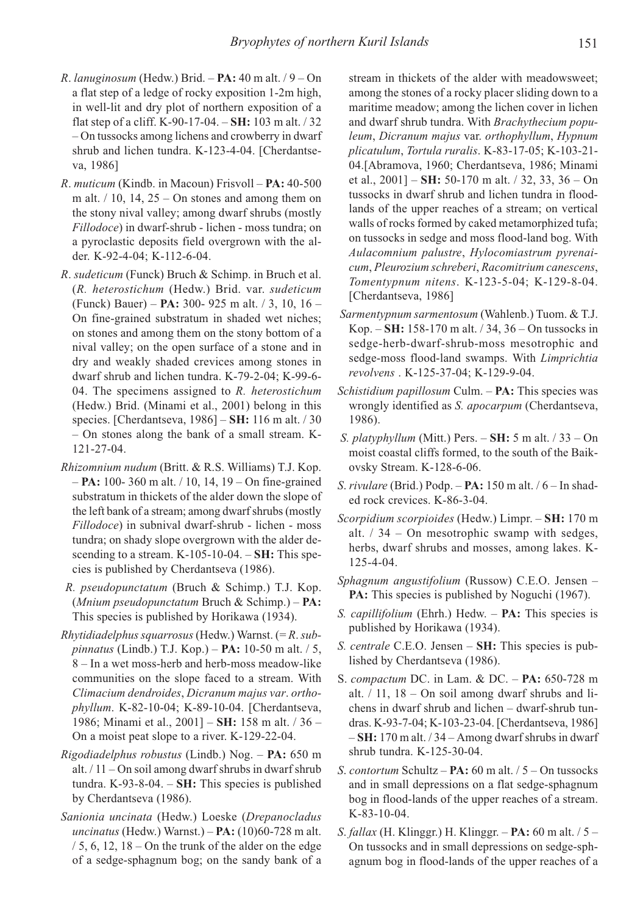*R. lanuginosum* (Hedw.) Brid. – **PA:** 40 m alt. / 9 – On a flat step of a ledge of rocky exposition 1-2m high, in well-lit and dry plot of northern exposition of a flat step of a cliff. K-90-17-04. – **SH:** 103 m alt. / 32 – On tussocks among lichens and crowberry in dwarf shrub and lichen tundra. K-123-4-04. [Cherdantseva, 1986]

*R. muticum* (Kindb. in Macoun) Frisvoll – **PA:** 40-500 m alt. / 10, 14, 25 – On stones and among them on the stony nival valley; among dwarf shrubs (mostly *Fillodoce*) in dwarf-shrub - lichen - moss tundra; on a pyroclastic deposits field overgrown with the alder. K-92-4-04; K-112-6-04.

*R. sudeticum* (Funck) Bruch & Schimp. in Bruch et al. (*R. heterostichum* (Hedw.) Brid. var. *sudeticum* (Funck) Bauer) – **PA:** 300- 925 m alt. / 3, 10, 16 – On fine-grained substratum in shaded wet niches; on stones and among them on the stony bottom of a nival valley; on the open surface of a stone and in dry and weakly shaded crevices among stones in dwarf shrub and lichen tundra. K-79-2-04; K-99-6-04. The specimens assigned to *R. heterostichum* (Hedw.) Brid. (Minami et al., 2001) belong in this species. [Cherdantseva, 1986] – **SH:** 116 m alt. / 30 – On stones along the bank of a small stream. K-121-27-04.

*Rhizomnium nudum* (Britt. & R.S. Williams) T.J. Kop. – **PA:** 100- 360 m alt. / 10, 14, 19 – On fine-grained substratum in thickets of the alder down the slope of the left bank of a stream; among dwarf shrubs (mostly *Fillodoce*) in subnival dwarf-shrub - lichen - moss tundra; on shady slope overgrown with the alder descending to a stream. K-105-10-04. – **SH:** This species is published by Cherdantseva (1986).

*R. pseudopunctatum* (Bruch & Schimp.) T.J. Kop. (*Mnium pseudopunctatum* Bruch & Schimp.) – **PA:** This species is published by Horikawa (1934).

*Rhytidiadelphus squarrosus* (Hedw.) Warnst. (= *R. subpinnatus* (Lindb.) T.J. Kop.) – **PA:** 10-50 m alt. / 5, 8 – In a wet moss-herb and herb-moss meadow-like communities on the slope faced to a stream. With *Climacium dendroides*, *Dicranum majus var. orthophyllum*. K-82-10-04; K-89-10-04. [Cherdantseva, 1986; Minami et al., 2001] – **SH:** 158 m alt. / 36 – On a moist peat slope to a river. K-129-22-04.

*Rigodiadelphus robustus* (Lindb.) Nog. – **PA:** 650 m alt. / 11 – On soil among dwarf shrubs in dwarf shrub tundra. K-93-8-04. – **SH:** This species is published by Cherdantseva (1986).

*Sanionia uncinata* (Hedw.) Loeske (*Drepanocladus uncinatus* (Hedw.) Warnst.) – **PA:** (10)60-728 m alt. / 5, 6, 12, 18 – On the trunk of the alder on the edge of a sedge-sphagnum bog; on the sandy bank of a stream in thickets of the alder with meadowsweet; among the stones of a rocky placer sliding down to a maritime meadow; among the lichen cover in lichen and dwarf shrub tundra. With *Brachythecium populeum*, *Dicranum majus* var. *orthophyllum*, *Hypnum plicatulum*, *Tortula ruralis*. K-83-17-05; K-103-21-04.[Abramova, 1960; Cherdantseva, 1986; Minami et al., 2001] – **SH:** 50-170 m alt. / 32, 33, 36 – On tussocks in dwarf shrub and lichen tundra in flood-lands of the upper reaches of a stream; on vertical walls of rocks formed by caked metamorphized tufa; on tussocks in sedge and moss flood-land bog. With *Aulacomnium palustre*, *Hylocomiastrum pyrenaicum*, *Pleurozium schreberi*, *Racomitrium canescens*, *Tomentypnum nitens*. K-123-5-04; K-129-8-04. [Cherdantseva, 1986]

*Sarmentypnum sarmentosum* (Wahlenb.) Tuom. & T.J. Kop. – **SH:** 158-170 m alt. / 34, 36 – On tussocks in sedge-herb-dwarf-shrub-moss mesotrophic and sedge-moss flood-land swamps. With *Limprichtia revolvens* . K-125-37-04; K-129-9-04.

*Schistidium papillosum* Culm. – **PA:** This species was wrongly identified as *S. apocarpum* (Cherdantseva, 1986).

*S. platyphyllum* (Mitt.) Pers. – **SH:** 5 m alt. / 33 – On moist coastal cliffs formed, to the south of the Baikovsky Stream. K-128-6-06.

*S. rivulare* (Brid.) Podp. – **PA:** 150 m alt. / 6 – In shaded rock crevices. K-86-3-04.

*Scorpidium scorpioides* (Hedw.) Limpr. – **SH:** 170 m alt. / 34 – On mesotrophic swamp with sedges, herbs, dwarf shrubs and mosses, among lakes. K-125-4-04.

*Sphagnum angustifolium* (Russow) C.E.O. Jensen – **PA:** This species is published by Noguchi (1967).

*S. capillifolium* (Ehrh.) Hedw. – **PA:** This species is published by Horikawa (1934).

*S. centrale* C.E.O. Jensen – **SH:** This species is published by Cherdantseva (1986).

*S. compactum* DC. in Lam. & DC. – **PA:** 650-728 m alt. / 11, 18 – On soil among dwarf shrubs and lichens in dwarf shrub and lichen – dwarf-shrub tundras. K-93-7-04; K-103-23-04. [Cherdantseva, 1986] – **SH:** 170 m alt. / 34 – Among dwarf shrubs in dwarf shrub tundra. K-125-30-04.

*S. contortum* Schultz – **PA:** 60 m alt. / 5 – On tussocks and in small depressions on a flat sedge-sphagnum bog in flood-lands of the upper reaches of a stream. K-83-10-04.

*S. fallax* (H. Klinggr.) H. Klinggr. – **PA:** 60 m alt. / 5 – On tussocks and in small depressions on sedge-sphagnum bog in flood-lands of the upper reaches of a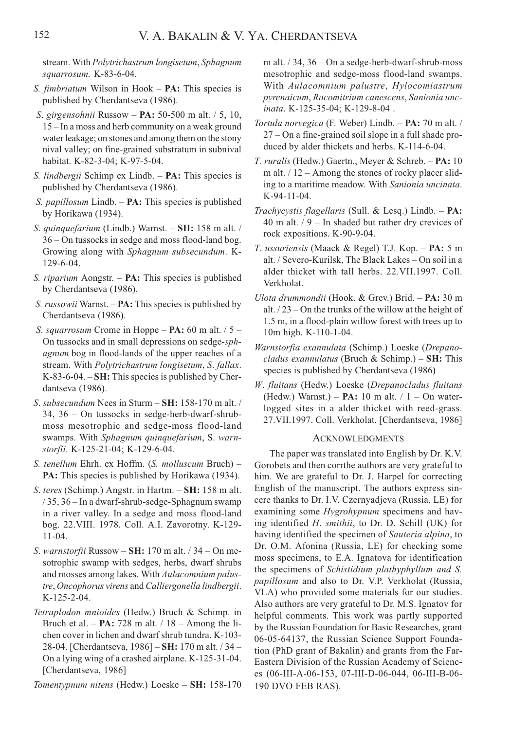stream. With *Polytrichastrum longisetum*, *Sphagnum squarrosum.* K-83-6-04.

*S. fimbriatum* Wilson in Hook – **PA:** This species is published by Cherdantseva (1986).

*S. girgensohnii* Russow – **PA:** 50-500 m alt. / 5, 10, 15 – In a moss and herb community on a weak ground water leakage; on stones and among them on the stony nival valley; on fine-grained substratum in subnival habitat. K-82-3-04; K-97-5-04.

*S. lindbergii* Schimp ex Lindb. – **PA:** This species is published by Cherdantseva (1986).

*S. papillosum* Lindb. – **PA:** This species is published by Horikawa (1934).

*S. quinquefarium* (Lindb.) Warnst. – **SH:** 158 m alt. / 36 – On tussocks in sedge and moss flood-land bog. Growing along with *Sphagnum subsecundum*. K-129-6-04.

*S. riparium* Aongstr. – **PA:** This species is published by Cherdantseva (1986).

*S. russowii* Warnst. – **PA:** This species is published by Cherdantseva (1986).

*S. squarrosum* Crome in Hoppe – **PA:** 60 m alt. / 5 – On tussocks and in small depressions on sedge-*sphagnum* bog in flood-lands of the upper reaches of a stream. With *Polytrichastrum longisetum*, *S. fallax*. K-83-6-04. – **SH:** This species is published by Cherdantseva (1986).

*S. subsecundum* Nees in Sturm – **SH:** 158-170 m alt. / 34, 36 – On tussocks in sedge-herb-dwarf-shrub-moss mesotrophic and sedge-moss flood-land swamps. With *Sphagnum quinquefarium*, S. *warnstorfii*. K-125-21-04; K-129-6-04.

*S. tenellum* Ehrh. ex Hoffm. (*S. molluscum* Bruch) – **PA:** This species is published by Horikawa (1934).

*S. teres* (Schimp.) Angstr. in Hartm. – **SH:** 158 m alt. / 35, 36 – In a dwarf-shrub-sedge-Sphagnum swamp in a river valley. In a sedge and moss flood-land bog. 22.VIII. 1978. Coll. A.I. Zavorotny. K-129-11-04.

*S. warnstorfii* Russow – **SH:** 170 m alt. / 34 – On mesotrophic swamp with sedges, herbs, dwarf shrubs and mosses among lakes. With *Aulacomnium palustre*, *Oncophorus virens* and *Calliergonella lindbergii*. K-125-2-04.

*Tetraplodon mnioides* (Hedw.) Bruch & Schimp. in Bruch et al. – **PA:** 728 m alt. / 18 – Among the lichen cover in lichen and dwarf shrub tundra. K-103-28-04. [Cherdantseva, 1986] – **SH:** 170 m alt. / 34 – On a lying wing of a crashed airplane. K-125-31-04. [Cherdantseva, 1986]

*Tomentypnum nitens* (Hedw.) Loeske – **SH:** 158-170 m alt. / 34, 36 – On a sedge-herb-dwarf-shrub-moss mesotrophic and sedge-moss flood-land swamps. With *Aulacomnium palustre*, *Hylocomiastrum pyrenaicum*, *Racomitrium canescens*, *Sanionia uncinata*. K-125-35-04; K-129-8-04 .

*Tortula norvegica* (F. Weber) Lindb. – **PA:** 70 m alt. / 27 – On a fine-grained soil slope in a full shade produced by alder thickets and herbs. K-114-6-04.

*T. ruralis* (Hedw.) Gaertn., Meyer & Schreb. – **PA:** 10 m alt. / 12 – Among the stones of rocky placer sliding to a maritime meadow. With *Sanionia uncinata*. K-94-11-04.

*Trachycystis flagellaris* (Sull. & Lesq.) Lindb. – **PA:** 40 m alt. / 9 – In shaded but rather dry crevices of rock expositions. K-90-9-04.

*T. ussuriensis* (Maack & Regel) T.J. Kop. – **PA:** 5 m alt. / Severo-Kurilsk, The Black Lakes – On soil in a alder thicket with tall herbs. 22.VII.1997. Coll. Verkholat.

*Ulota drummondii* (Hook. & Grev.) Brid. – **PA:** 30 m alt. / 23 – On the trunks of the willow at the height of 1.5 m, in a flood-plain willow forest with trees up to 10m high. K-110-1-04.

*Warnstorfia exannulata* (Schimp.) Loeske (*Drepanocladus exannulatus* (Bruch & Schimp.) – **SH:** This species is published by Cherdantseva (1986)

*W. fluitans* (Hedw.) Loeske (*Drepanocladus fluitans* (Hedw.) Warnst.) – **PA:** 10 m alt. / 1 – On waterlogged sites in a alder thicket with reed-grass. 27.VII.1997. Coll. Verkholat. [Cherdantseva, 1986]

## Acknowledgments

The paper was translated into English by Dr. K.V. Gorobets and then corrthe authors are very grateful to him. We are grateful to Dr. J. Harpel for correcting English of the manuscript. The authors express sincere thanks to Dr. I.V. Czernyadjeva (Russia, LE) for examining some *Hygrohypnum* specimens and having identified *H. smithii*, to Dr. D. Schill (UK) for having identified the specimen of *Sauteria alpina*, to Dr. O.M. Afonina (Russia, LE) for checking some moss specimens, to E.A. Ignatova for identification the specimens of *Schistidium plathyphyllum and S. papillosum* and also to Dr. V.P. Verkholat (Russia, VLA) who provided some materials for our studies. Also authors are very grateful to Dr. M.S. Ignatov for helpful comments. This work was partly supported by the Russian Foundation for Basic Researches, grant 06-05-64137, the Russian Science Support Foundation (PhD grant of Bakalin) and grants from the Far-Eastern Division of the Russian Academy of Sciences (06-III-A-06-153, 07-III-D-06-044, 06-III-B-06-190 DVO FEB RAS).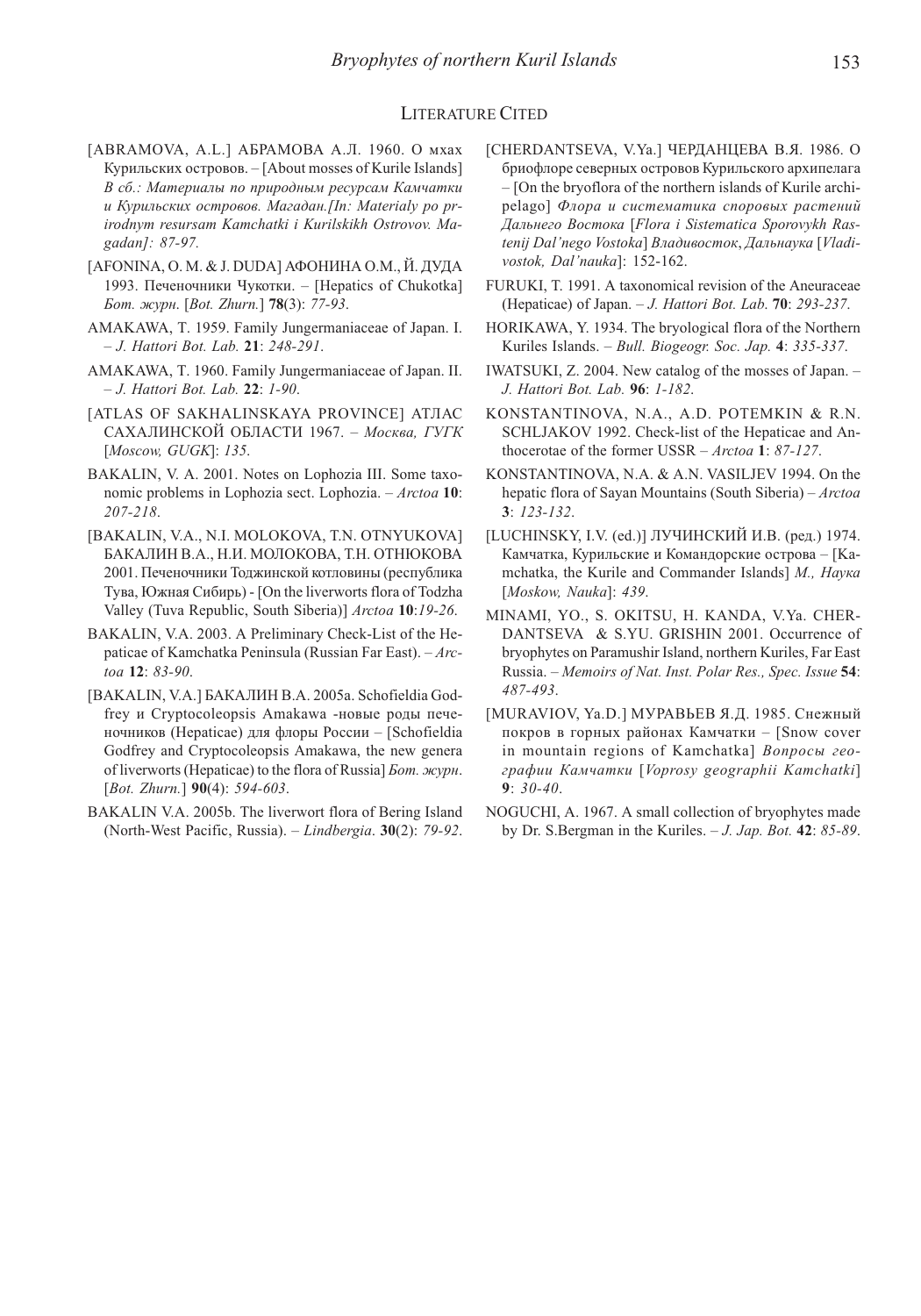## Literature Cited

[ABRAMOVA, A.L.] АБРАМОВА А.Л. 1960. О мхах Курильских островов. – [About mosses of Kurile Islands] *В сб.: Материалы по природным ресурсам Камчатки и Курильских островов. Магадан.[In: Materialy po prirodnym resursam Kamchatki i Kurilskikh Ostrovov. Magadan]: 87-97.*

[AFONINA, O. M. & J. DUDA] АФОНИНА О.М., Й. ДУДА 1993. Печеночники Чукотки. – [Hepatics of Chukotka] *Бот. журн.* [*Bot. Zhurn.*] **78**(3): *77-93*.

AMAKAWA, T. 1959. Family Jungermaniaceae of Japan. I. – *J. Hattori Bot. Lab.* **21**: *248-291*.

AMAKAWA, T. 1960. Family Jungermaniaceae of Japan. II. – *J. Hattori Bot. Lab.* **22**: *1-90*.

[ATLAS OF SAKHALINSKAYA PROVINCE] АТЛАС САХАЛИНСКОЙ ОБЛАСТИ 1967. – *Москва, ГУГК* [*Moscow, GUGK*]: *135*.

BAKALIN, V. A. 2001. Notes on Lophozia III. Some taxonomic problems in Lophozia sect. Lophozia. – *Arctoa* **10**: *207-218*.

[BAKALIN, V.A., N.I. MOLOKOVA, T.N. OTNYUKOVA] БАКАЛИН В.А., Н.И. МОЛОКОВА, Т.Н. ОТНЮКОВА 2001. Печеночники Тоджинской котловины (республика Тува, Южная Сибирь) - [On the liverwortis flora of Todzha Valley (Tuva Republic, South Siberia)] *Arctoa* **10**:*19-26*.

BAKALIN, V.A. 2003. A Preliminary Check-List of the Hepaticae of Kamchatka Peninsula (Russian Far East). – *Arctoa* **12**: *83-90*.

[BAKALIN, V.A.] БАКАЛИН В.А. 2005a. Schofieldia Godfrey и Cryptocoleopsis Amakawa -новые роды печеночников (Hepaticae) для флоры России – [Schofieldia Godfrey and Cryptocoleopsis Amakawa, the new genera of liverworts (Hepaticae) to the flora of Russia] *Бот. журн.* [*Bot. Zhurn.*] **90**(4): *594-603*.

BAKALIN V.A. 2005b. The liverwort flora of Bering Island (North-West Pacific, Russia). – *Lindbergia*. **30**(2): *79-92*.

[CHERDANTSEVA, V.Ya.] ЧЕРДАНЦЕВА В.Я. 1986. О бриофлоре северных островов Курильского архипелага – [On the bryoflora of the northern islands of Kurile archipelago] *Флора и систематика споровых растений Дальнего Востока* [*Flora i Sistematica Sporovykh Rastenij Dal'nego Vostoka*] *Владивосток*, *Дальнаука* [*Vladivostok, Dal'nauka*]: 152-162.

FURUKI, T. 1991. A taxonomical revision of the Aneuraceae (Hepaticae) of Japan. – *J. Hattori Bot. Lab.* **70**: *293-237*.

HORIKAWA, Y. 1934. The bryological flora of the Northern Kuriles Islands. – *Bull. Biogeogr. Soc. Jap.* **4**: *335-337*.

IWATSUKI, Z. 2004. New catalog of the mosses of Japan. – *J. Hattori Bot. Lab.* **96**: *1-182*.

KONSTANTINOVA, N.A., A.D. POTEMKIN & R.N. SCHLJAKOV 1992. Check-list of the Hepaticae and Anthocerotae of the former USSR – *Arctoa* **1**: *87-127*.

KONSTANTINOVA, N.A. & A.N. VASILJEV 1994. On the hepatic flora of Sayan Mountains (South Siberia) – *Arctoa* **3**: *123-132*.

[LUCHINSKY, I.V. (ed.)] ЛУЧИНСКИЙ И.В. (ред.) 1974. Камчатка, Курильские и Командорские острова – [Kamchatka, the Kurile and Commander Islands] *М., Наука* [*Moskow, Nauka*]: *439*.

MINAMI, YO., S. OKITSU, H. KANDA, V.Ya. CHERDANTSEVA & S.YU. GRISHIN 2001. Occurrence of bryophytes on Paramushir Island, northern Kuriles, Far East Russia. – *Memoirs of Nat. Inst. Polar Res., Spec. Issue* **54**: *487-493*.

[MURAVIOV, Ya.D.] МУРАВЬЕВ Я.Д. 1985. Снежный покров в горных районах Камчатки – [Snow cover in mountain regions of Kamchatka] *Вопросы географии Камчатки* [*Voprosy geographii Kamchatki*] **9**: *30-40*.

NOGUCHI, A. 1967. A small collection of bryophytes made by Dr. S.Bergman in the Kuriles. – *J. Jap. Bot.* **42**: *85-89*.